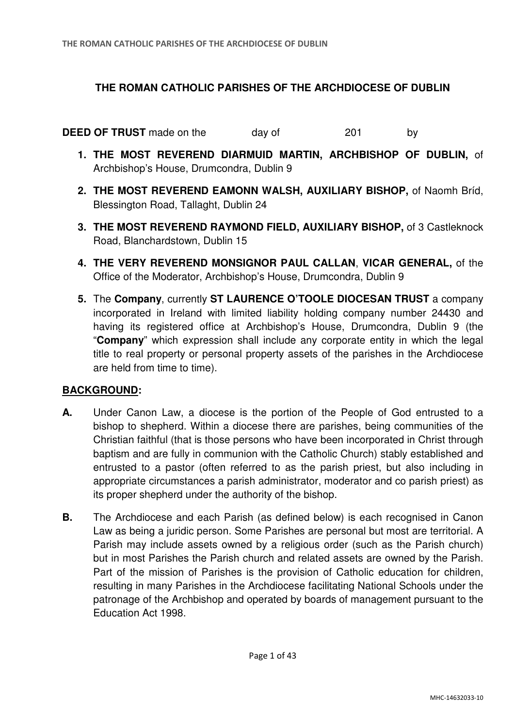# THE ROMAN CATHOLIC PARISHES OF THE ARCHDIOCESE OF DUBLIN

**DEED OF TRUST** made on the day of 201 by

1. **THE MOST REVEREND DIARMUID MARTIN, ARCHBISHOP OF DUBLIN,** of Archbishop's House, Drumcondra, Dublin 9
2. **THE MOST REVEREND EAMONN WALSH, AUXILIARY BISHOP,** of Naomh Bríd, Blessington Road, Tallaght, Dublin 24
3. **THE MOST REVEREND RAYMOND FIELD, AUXILIARY BISHOP,** of 3 Castleknock Road, Blanchardstown, Dublin 15
4. **THE VERY REVEREND MONSIGNOR PAUL CALLAN**, **VICAR GENERAL,** of the Office of the Moderator, Archbishop's House, Drumcondra, Dublin 9
5. The **Company**, currently **ST LAURENCE O'TOOLE DIOCESAN TRUST** a company incorporated in Ireland with limited liability holding company number 24430 and having its registered office at Archbishop's House, Drumcondra, Dublin 9 (the "**Company**" which expression shall include any corporate entity in which the legal title to real property or personal property assets of the parishes in the Archdiocese are held from time to time).

## BACKGROUND:

**A.** Under Canon Law, a diocese is the portion of the People of God entrusted to a bishop to shepherd. Within a diocese there are parishes, being communities of the Christian faithful (that is those persons who have been incorporated in Christ through baptism and are fully in communion with the Catholic Church) stably established and entrusted to a pastor (often referred to as the parish priest, but also including in appropriate circumstances a parish administrator, moderator and co parish priest) as its proper shepherd under the authority of the bishop.

**B.** The Archdiocese and each Parish (as defined below) is each recognised in Canon Law as being a juridic person. Some Parishes are personal but most are territorial. A Parish may include assets owned by a religious order (such as the Parish church) but in most Parishes the Parish church and related assets are owned by the Parish. Part of the mission of Parishes is the provision of Catholic education for children, resulting in many Parishes in the Archdiocese facilitating National Schools under the patronage of the Archbishop and operated by boards of management pursuant to the Education Act 1998.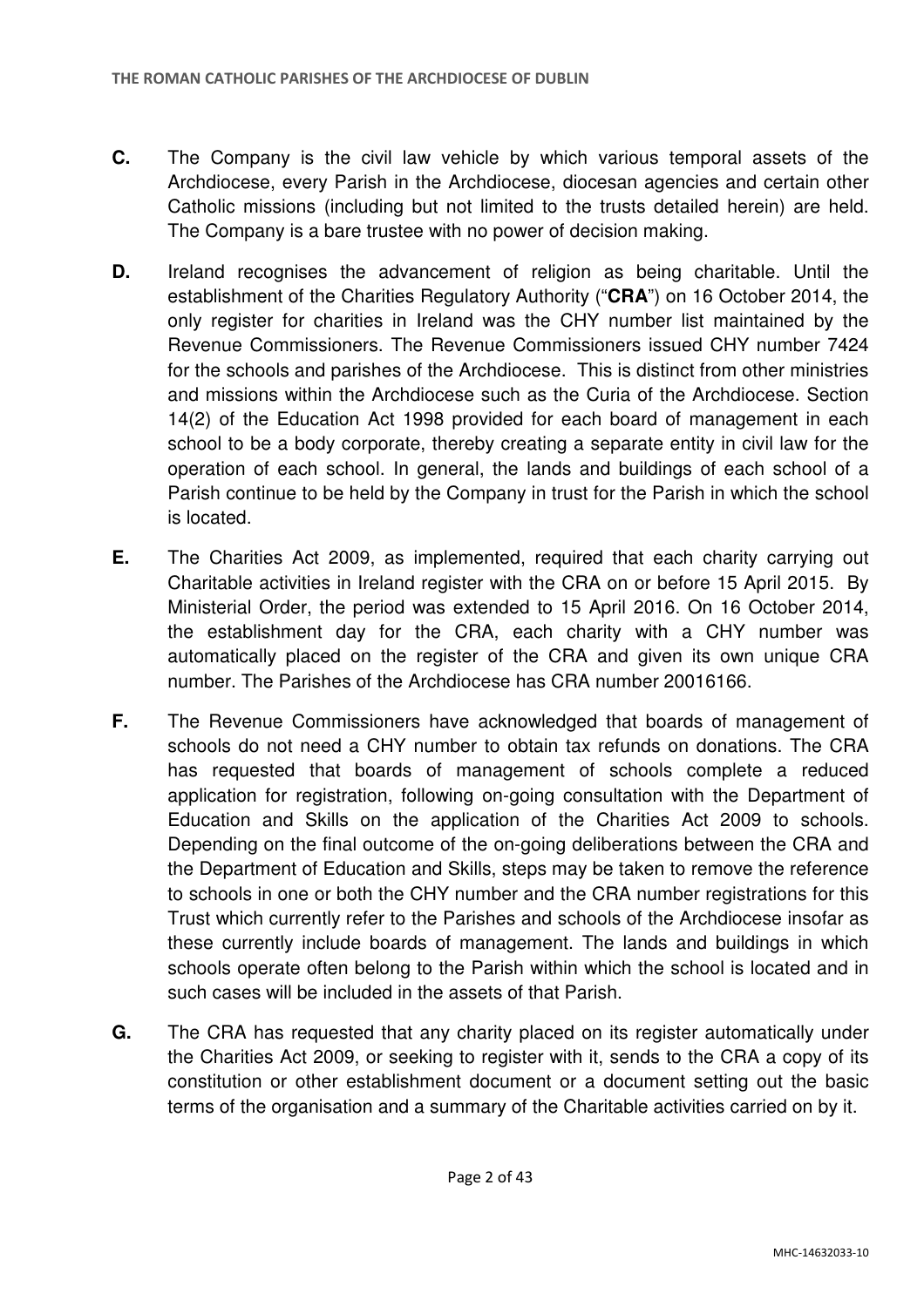**C.** The Company is the civil law vehicle by which various temporal assets of the Archdiocese, every Parish in the Archdiocese, diocesan agencies and certain other Catholic missions (including but not limited to the trusts detailed herein) are held. The Company is a bare trustee with no power of decision making.

**D.** Ireland recognises the advancement of religion as being charitable. Until the establishment of the Charities Regulatory Authority ("**CRA**") on 16 October 2014, the only register for charities in Ireland was the CHY number list maintained by the Revenue Commissioners. The Revenue Commissioners issued CHY number 7424 for the schools and parishes of the Archdiocese. This is distinct from other ministries and missions within the Archdiocese such as the Curia of the Archdiocese. Section 14(2) of the Education Act 1998 provided for each board of management in each school to be a body corporate, thereby creating a separate entity in civil law for the operation of each school. In general, the lands and buildings of each school of a Parish continue to be held by the Company in trust for the Parish in which the school is located.

**E.** The Charities Act 2009, as implemented, required that each charity carrying out Charitable activities in Ireland register with the CRA on or before 15 April 2015. By Ministerial Order, the period was extended to 15 April 2016. On 16 October 2014, the establishment day for the CRA, each charity with a CHY number was automatically placed on the register of the CRA and given its own unique CRA number. The Parishes of the Archdiocese has CRA number 20016166.

**F.** The Revenue Commissioners have acknowledged that boards of management of schools do not need a CHY number to obtain tax refunds on donations. The CRA has requested that boards of management of schools complete a reduced application for registration, following on-going consultation with the Department of Education and Skills on the application of the Charities Act 2009 to schools. Depending on the final outcome of the on-going deliberations between the CRA and the Department of Education and Skills, steps may be taken to remove the reference to schools in one or both the CHY number and the CRA number registrations for this Trust which currently refer to the Parishes and schools of the Archdiocese insofar as these currently include boards of management. The lands and buildings in which schools operate often belong to the Parish within which the school is located and in such cases will be included in the assets of that Parish.

**G.** The CRA has requested that any charity placed on its register automatically under the Charities Act 2009, or seeking to register with it, sends to the CRA a copy of its constitution or other establishment document or a document setting out the basic terms of the organisation and a summary of the Charitable activities carried on by it.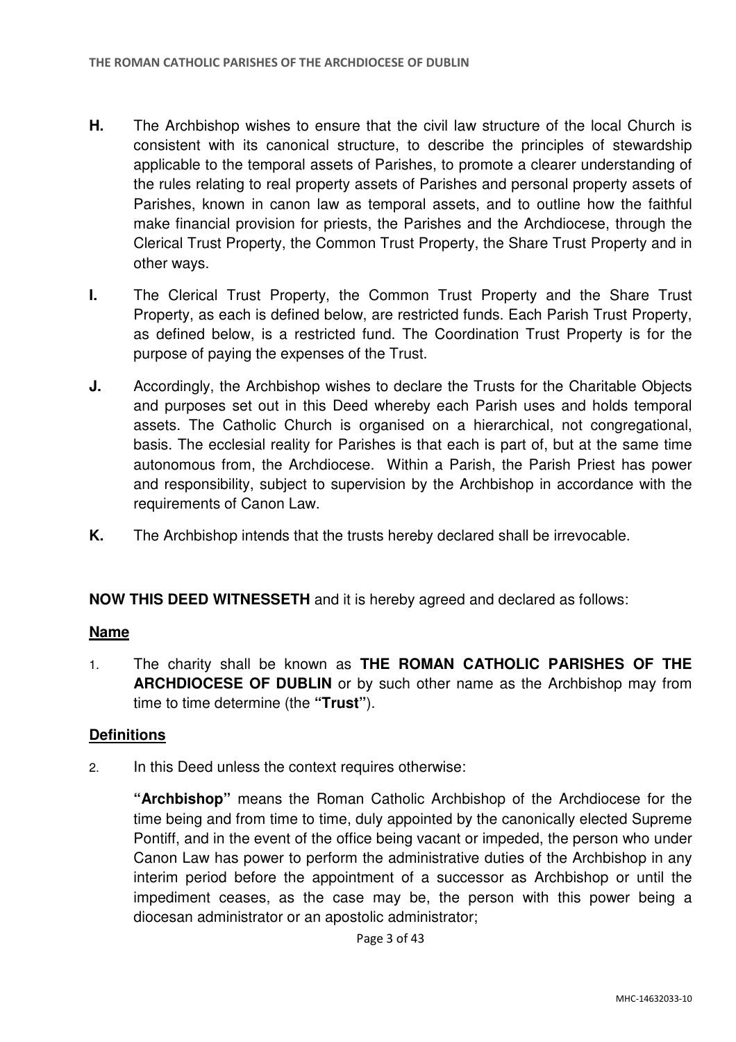**H.** The Archbishop wishes to ensure that the civil law structure of the local Church is consistent with its canonical structure, to describe the principles of stewardship applicable to the temporal assets of Parishes, to promote a clearer understanding of the rules relating to real property assets of Parishes and personal property assets of Parishes, known in canon law as temporal assets, and to outline how the faithful make financial provision for priests, the Parishes and the Archdiocese, through the Clerical Trust Property, the Common Trust Property, the Share Trust Property and in other ways.

**I.** The Clerical Trust Property, the Common Trust Property and the Share Trust Property, as each is defined below, are restricted funds. Each Parish Trust Property, as defined below, is a restricted fund. The Coordination Trust Property is for the purpose of paying the expenses of the Trust.

**J.** Accordingly, the Archbishop wishes to declare the Trusts for the Charitable Objects and purposes set out in this Deed whereby each Parish uses and holds temporal assets. The Catholic Church is organised on a hierarchical, not congregational, basis. The ecclesial reality for Parishes is that each is part of, but at the same time autonomous from, the Archdiocese. Within a Parish, the Parish Priest has power and responsibility, subject to supervision by the Archbishop in accordance with the requirements of Canon Law.

**K.** The Archbishop intends that the trusts hereby declared shall be irrevocable.

**NOW THIS DEED WITNESSETH** and it is hereby agreed and declared as follows:

**Name**

1. The charity shall be known as **THE ROMAN CATHOLIC PARISHES OF THE ARCHDIOCESE OF DUBLIN** or by such other name as the Archbishop may from time to time determine (the **"Trust"**).

**Definitions**

2. In this Deed unless the context requires otherwise:

   **"Archbishop"** means the Roman Catholic Archbishop of the Archdiocese for the time being and from time to time, duly appointed by the canonically elected Supreme Pontiff, and in the event of the office being vacant or impeded, the person who under Canon Law has power to perform the administrative duties of the Archbishop in any interim period before the appointment of a successor as Archbishop or until the impediment ceases, as the case may be, the person with this power being a diocesan administrator or an apostolic administrator;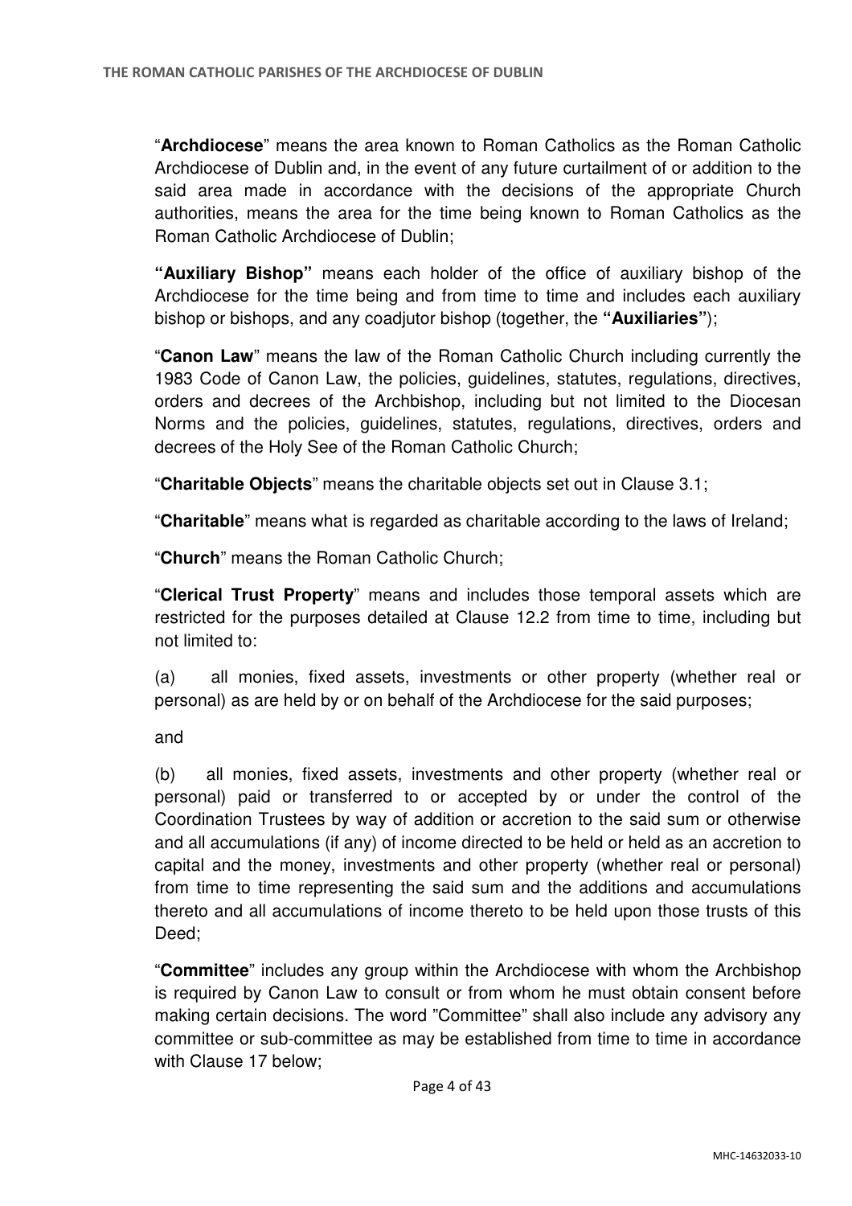"**Archdiocese**" means the area known to Roman Catholics as the Roman Catholic Archdiocese of Dublin and, in the event of any future curtailment of or addition to the said area made in accordance with the decisions of the appropriate Church authorities, means the area for the time being known to Roman Catholics as the Roman Catholic Archdiocese of Dublin;

**"Auxiliary Bishop"** means each holder of the office of auxiliary bishop of the Archdiocese for the time being and from time to time and includes each auxiliary bishop or bishops, and any coadjutor bishop (together, the **"Auxiliaries"**);

"**Canon Law**" means the law of the Roman Catholic Church including currently the 1983 Code of Canon Law, the policies, guidelines, statutes, regulations, directives, orders and decrees of the Archbishop, including but not limited to the Diocesan Norms and the policies, guidelines, statutes, regulations, directives, orders and decrees of the Holy See of the Roman Catholic Church;

"**Charitable Objects**" means the charitable objects set out in Clause 3.1;

"**Charitable**" means what is regarded as charitable according to the laws of Ireland;

"**Church**" means the Roman Catholic Church;

"**Clerical Trust Property**" means and includes those temporal assets which are restricted for the purposes detailed at Clause 12.2 from time to time, including but not limited to:

(a) all monies, fixed assets, investments or other property (whether real or personal) as are held by or on behalf of the Archdiocese for the said purposes;

and

(b) all monies, fixed assets, investments and other property (whether real or personal) paid or transferred to or accepted by or under the control of the Coordination Trustees by way of addition or accretion to the said sum or otherwise and all accumulations (if any) of income directed to be held or held as an accretion to capital and the money, investments and other property (whether real or personal) from time to time representing the said sum and the additions and accumulations thereto and all accumulations of income thereto to be held upon those trusts of this Deed;

"**Committee**" includes any group within the Archdiocese with whom the Archbishop is required by Canon Law to consult or from whom he must obtain consent before making certain decisions. The word "Committee" shall also include any advisory any committee or sub-committee as may be established from time to time in accordance with Clause 17 below;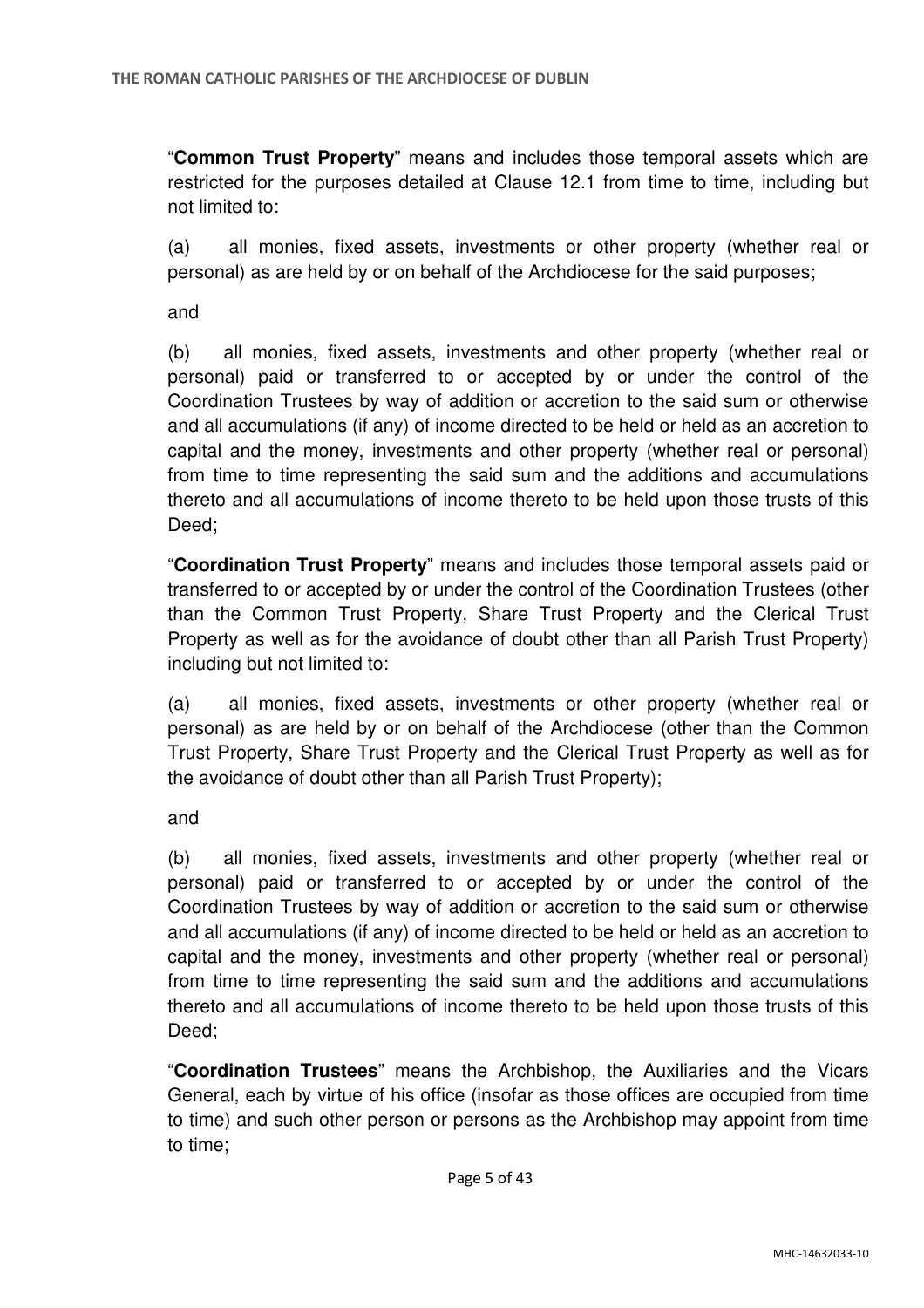"**Common Trust Property**" means and includes those temporal assets which are restricted for the purposes detailed at Clause 12.1 from time to time, including but not limited to:

(a) all monies, fixed assets, investments or other property (whether real or personal) as are held by or on behalf of the Archdiocese for the said purposes;

and

(b) all monies, fixed assets, investments and other property (whether real or personal) paid or transferred to or accepted by or under the control of the Coordination Trustees by way of addition or accretion to the said sum or otherwise and all accumulations (if any) of income directed to be held or held as an accretion to capital and the money, investments and other property (whether real or personal) from time to time representing the said sum and the additions and accumulations thereto and all accumulations of income thereto to be held upon those trusts of this Deed;

"**Coordination Trust Property**" means and includes those temporal assets paid or transferred to or accepted by or under the control of the Coordination Trustees (other than the Common Trust Property, Share Trust Property and the Clerical Trust Property as well as for the avoidance of doubt other than all Parish Trust Property) including but not limited to:

(a) all monies, fixed assets, investments or other property (whether real or personal) as are held by or on behalf of the Archdiocese (other than the Common Trust Property, Share Trust Property and the Clerical Trust Property as well as for the avoidance of doubt other than all Parish Trust Property);

and

(b) all monies, fixed assets, investments and other property (whether real or personal) paid or transferred to or accepted by or under the control of the Coordination Trustees by way of addition or accretion to the said sum or otherwise and all accumulations (if any) of income directed to be held or held as an accretion to capital and the money, investments and other property (whether real or personal) from time to time representing the said sum and the additions and accumulations thereto and all accumulations of income thereto to be held upon those trusts of this Deed;

"**Coordination Trustees**" means the Archbishop, the Auxiliaries and the Vicars General, each by virtue of his office (insofar as those offices are occupied from time to time) and such other person or persons as the Archbishop may appoint from time to time;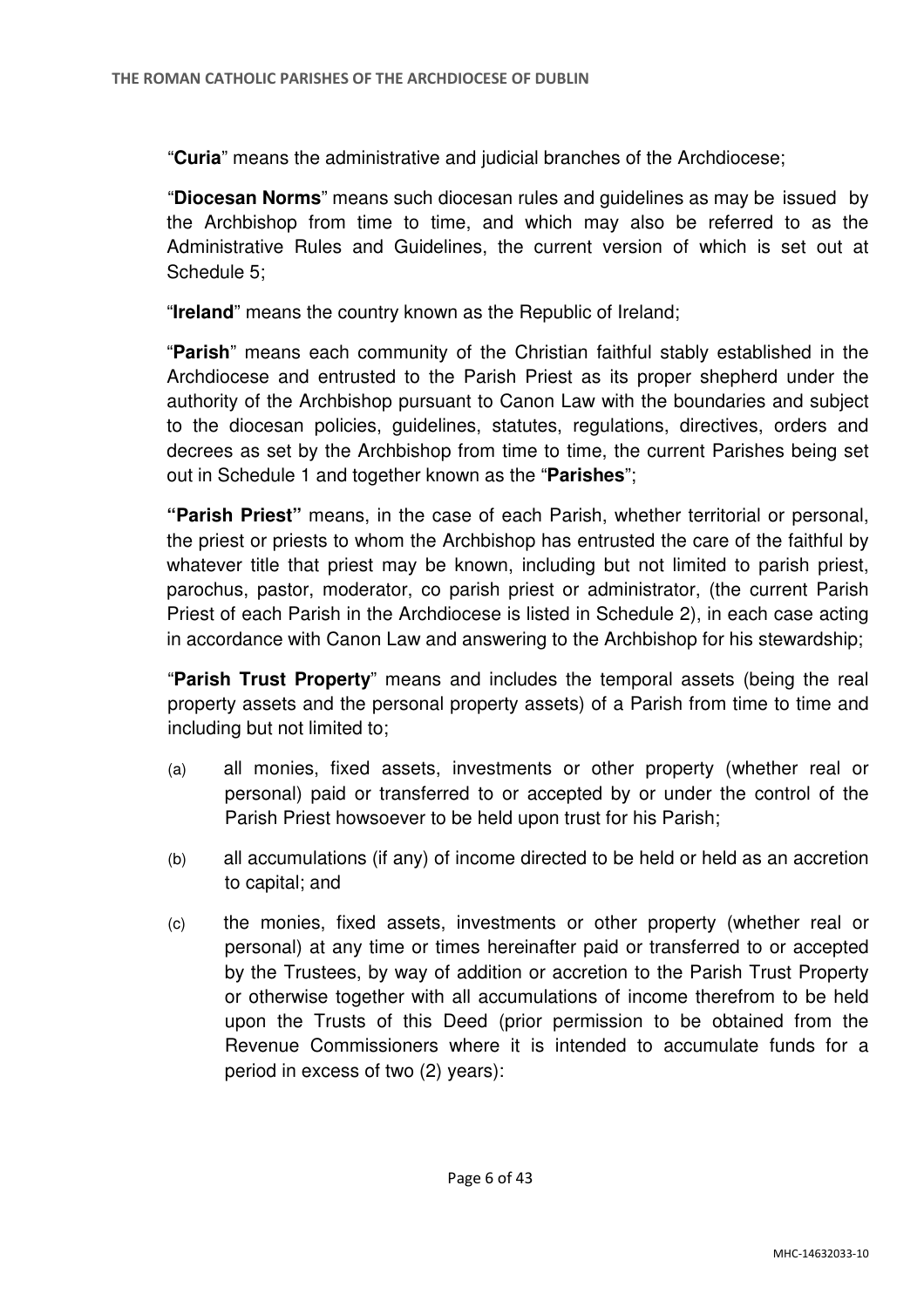"**Curia**" means the administrative and judicial branches of the Archdiocese;

"**Diocesan Norms**" means such diocesan rules and guidelines as may be issued by the Archbishop from time to time, and which may also be referred to as the Administrative Rules and Guidelines, the current version of which is set out at Schedule 5;

"**Ireland**" means the country known as the Republic of Ireland;

"**Parish**" means each community of the Christian faithful stably established in the Archdiocese and entrusted to the Parish Priest as its proper shepherd under the authority of the Archbishop pursuant to Canon Law with the boundaries and subject to the diocesan policies, guidelines, statutes, regulations, directives, orders and decrees as set by the Archbishop from time to time, the current Parishes being set out in Schedule 1 and together known as the "**Parishes**";

**"Parish Priest"** means, in the case of each Parish, whether territorial or personal, the priest or priests to whom the Archbishop has entrusted the care of the faithful by whatever title that priest may be known, including but not limited to parish priest, parochus, pastor, moderator, co parish priest or administrator, (the current Parish Priest of each Parish in the Archdiocese is listed in Schedule 2), in each case acting in accordance with Canon Law and answering to the Archbishop for his stewardship;

"**Parish Trust Property**" means and includes the temporal assets (being the real property assets and the personal property assets) of a Parish from time to time and including but not limited to;

(a) all monies, fixed assets, investments or other property (whether real or personal) paid or transferred to or accepted by or under the control of the Parish Priest howsoever to be held upon trust for his Parish;

(b) all accumulations (if any) of income directed to be held or held as an accretion to capital; and

(c) the monies, fixed assets, investments or other property (whether real or personal) at any time or times hereinafter paid or transferred to or accepted by the Trustees, by way of addition or accretion to the Parish Trust Property or otherwise together with all accumulations of income therefrom to be held upon the Trusts of this Deed (prior permission to be obtained from the Revenue Commissioners where it is intended to accumulate funds for a period in excess of two (2) years):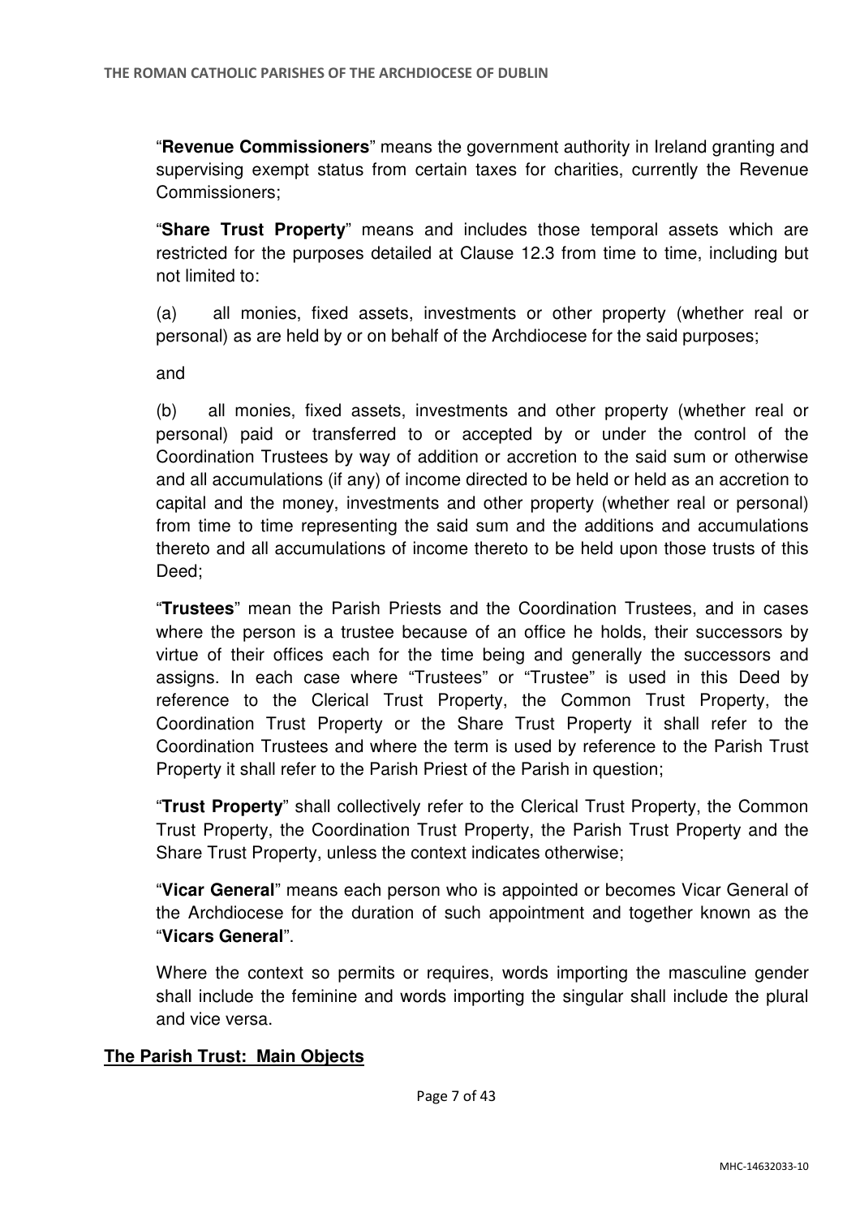"**Revenue Commissioners**" means the government authority in Ireland granting and supervising exempt status from certain taxes for charities, currently the Revenue Commissioners;

"**Share Trust Property**" means and includes those temporal assets which are restricted for the purposes detailed at Clause 12.3 from time to time, including but not limited to:

(a) all monies, fixed assets, investments or other property (whether real or personal) as are held by or on behalf of the Archdiocese for the said purposes;

and

(b) all monies, fixed assets, investments and other property (whether real or personal) paid or transferred to or accepted by or under the control of the Coordination Trustees by way of addition or accretion to the said sum or otherwise and all accumulations (if any) of income directed to be held or held as an accretion to capital and the money, investments and other property (whether real or personal) from time to time representing the said sum and the additions and accumulations thereto and all accumulations of income thereto to be held upon those trusts of this Deed;

"**Trustees**" mean the Parish Priests and the Coordination Trustees, and in cases where the person is a trustee because of an office he holds, their successors by virtue of their offices each for the time being and generally the successors and assigns. In each case where "Trustees" or "Trustee" is used in this Deed by reference to the Clerical Trust Property, the Common Trust Property, the Coordination Trust Property or the Share Trust Property it shall refer to the Coordination Trustees and where the term is used by reference to the Parish Trust Property it shall refer to the Parish Priest of the Parish in question;

"**Trust Property**" shall collectively refer to the Clerical Trust Property, the Common Trust Property, the Coordination Trust Property, the Parish Trust Property and the Share Trust Property, unless the context indicates otherwise;

"**Vicar General**" means each person who is appointed or becomes Vicar General of the Archdiocese for the duration of such appointment and together known as the "**Vicars General**".

Where the context so permits or requires, words importing the masculine gender shall include the feminine and words importing the singular shall include the plural and vice versa.

**The Parish Trust: Main Objects**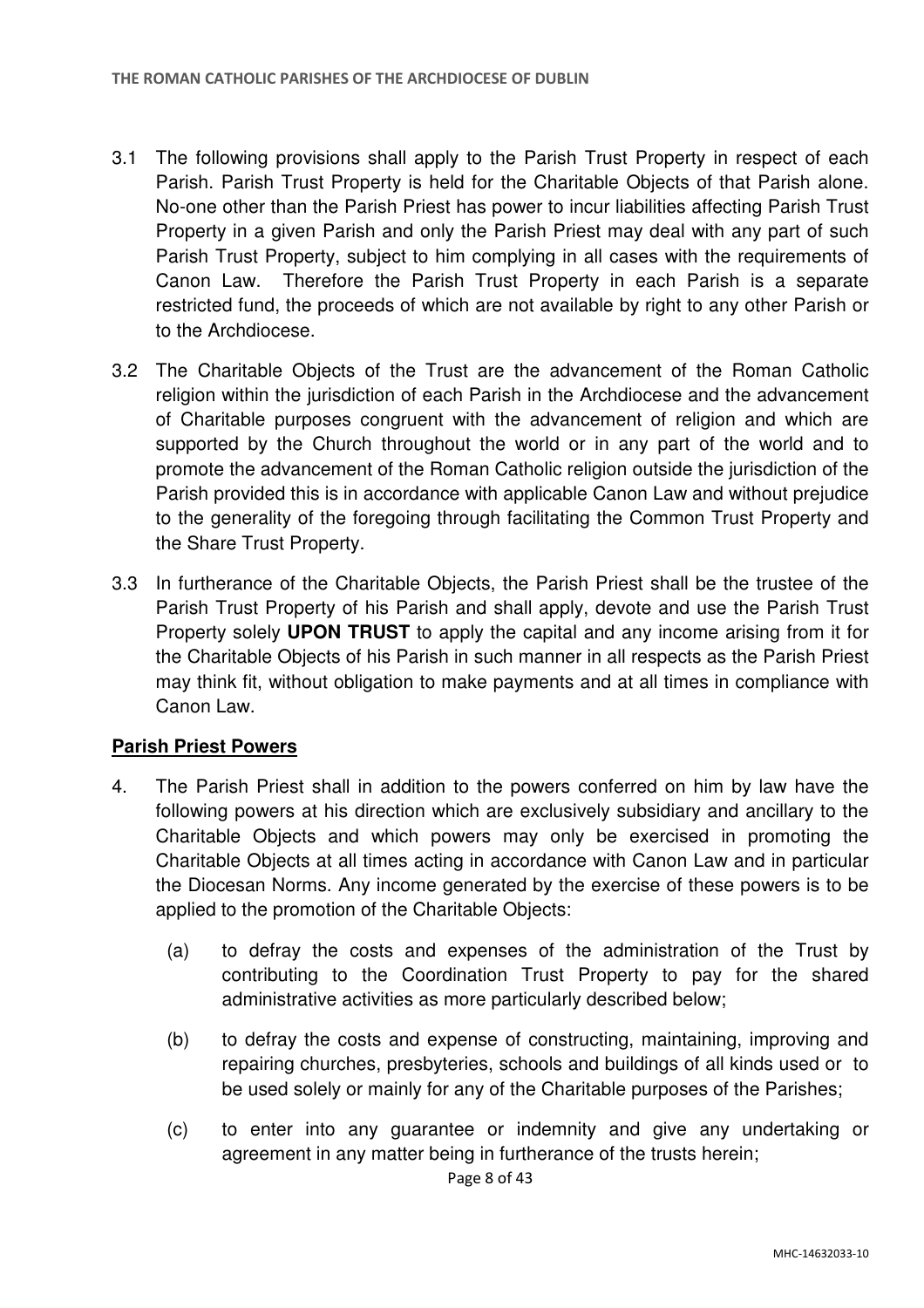3.1 The following provisions shall apply to the Parish Trust Property in respect of each Parish. Parish Trust Property is held for the Charitable Objects of that Parish alone. No-one other than the Parish Priest has power to incur liabilities affecting Parish Trust Property in a given Parish and only the Parish Priest may deal with any part of such Parish Trust Property, subject to him complying in all cases with the requirements of Canon Law. Therefore the Parish Trust Property in each Parish is a separate restricted fund, the proceeds of which are not available by right to any other Parish or to the Archdiocese.

3.2 The Charitable Objects of the Trust are the advancement of the Roman Catholic religion within the jurisdiction of each Parish in the Archdiocese and the advancement of Charitable purposes congruent with the advancement of religion and which are supported by the Church throughout the world or in any part of the world and to promote the advancement of the Roman Catholic religion outside the jurisdiction of the Parish provided this is in accordance with applicable Canon Law and without prejudice to the generality of the foregoing through facilitating the Common Trust Property and the Share Trust Property.

3.3 In furtherance of the Charitable Objects, the Parish Priest shall be the trustee of the Parish Trust Property of his Parish and shall apply, devote and use the Parish Trust Property solely **UPON TRUST** to apply the capital and any income arising from it for the Charitable Objects of his Parish in such manner in all respects as the Parish Priest may think fit, without obligation to make payments and at all times in compliance with Canon Law.

**Parish Priest Powers**

4. The Parish Priest shall in addition to the powers conferred on him by law have the following powers at his direction which are exclusively subsidiary and ancillary to the Charitable Objects and which powers may only be exercised in promoting the Charitable Objects at all times acting in accordance with Canon Law and in particular the Diocesan Norms. Any income generated by the exercise of these powers is to be applied to the promotion of the Charitable Objects:

   (a) to defray the costs and expenses of the administration of the Trust by contributing to the Coordination Trust Property to pay for the shared administrative activities as more particularly described below;

   (b) to defray the costs and expense of constructing, maintaining, improving and repairing churches, presbyteries, schools and buildings of all kinds used or to be used solely or mainly for any of the Charitable purposes of the Parishes;

   (c) to enter into any guarantee or indemnity and give any undertaking or agreement in any matter being in furtherance of the trusts herein;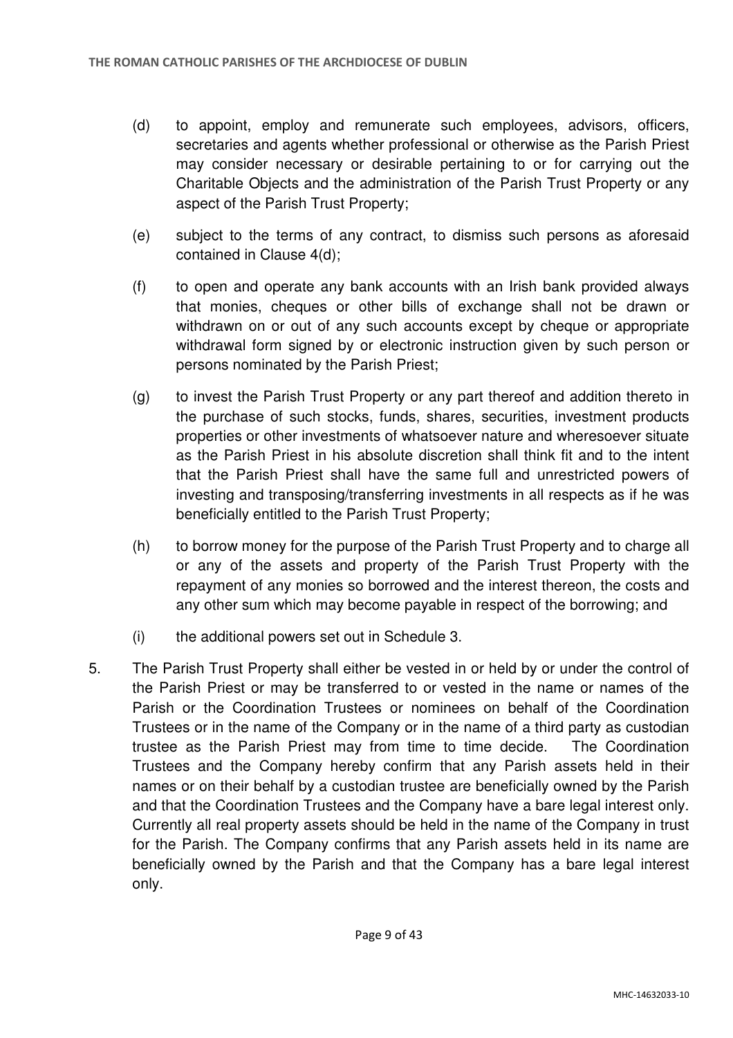(d) to appoint, employ and remunerate such employees, advisors, officers, secretaries and agents whether professional or otherwise as the Parish Priest may consider necessary or desirable pertaining to or for carrying out the Charitable Objects and the administration of the Parish Trust Property or any aspect of the Parish Trust Property;

(e) subject to the terms of any contract, to dismiss such persons as aforesaid contained in Clause 4(d);

(f) to open and operate any bank accounts with an Irish bank provided always that monies, cheques or other bills of exchange shall not be drawn or withdrawn on or out of any such accounts except by cheque or appropriate withdrawal form signed by or electronic instruction given by such person or persons nominated by the Parish Priest;

(g) to invest the Parish Trust Property or any part thereof and addition thereto in the purchase of such stocks, funds, shares, securities, investment products properties or other investments of whatsoever nature and wheresoever situate as the Parish Priest in his absolute discretion shall think fit and to the intent that the Parish Priest shall have the same full and unrestricted powers of investing and transposing/transferring investments in all respects as if he was beneficially entitled to the Parish Trust Property;

(h) to borrow money for the purpose of the Parish Trust Property and to charge all or any of the assets and property of the Parish Trust Property with the repayment of any monies so borrowed and the interest thereon, the costs and any other sum which may become payable in respect of the borrowing; and

(i) the additional powers set out in Schedule 3.

5. The Parish Trust Property shall either be vested in or held by or under the control of the Parish Priest or may be transferred to or vested in the name or names of the Parish or the Coordination Trustees or nominees on behalf of the Coordination Trustees or in the name of the Company or in the name of a third party as custodian trustee as the Parish Priest may from time to time decide. The Coordination Trustees and the Company hereby confirm that any Parish assets held in their names or on their behalf by a custodian trustee are beneficially owned by the Parish and that the Coordination Trustees and the Company have a bare legal interest only. Currently all real property assets should be held in the name of the Company in trust for the Parish. The Company confirms that any Parish assets held in its name are beneficially owned by the Parish and that the Company has a bare legal interest only.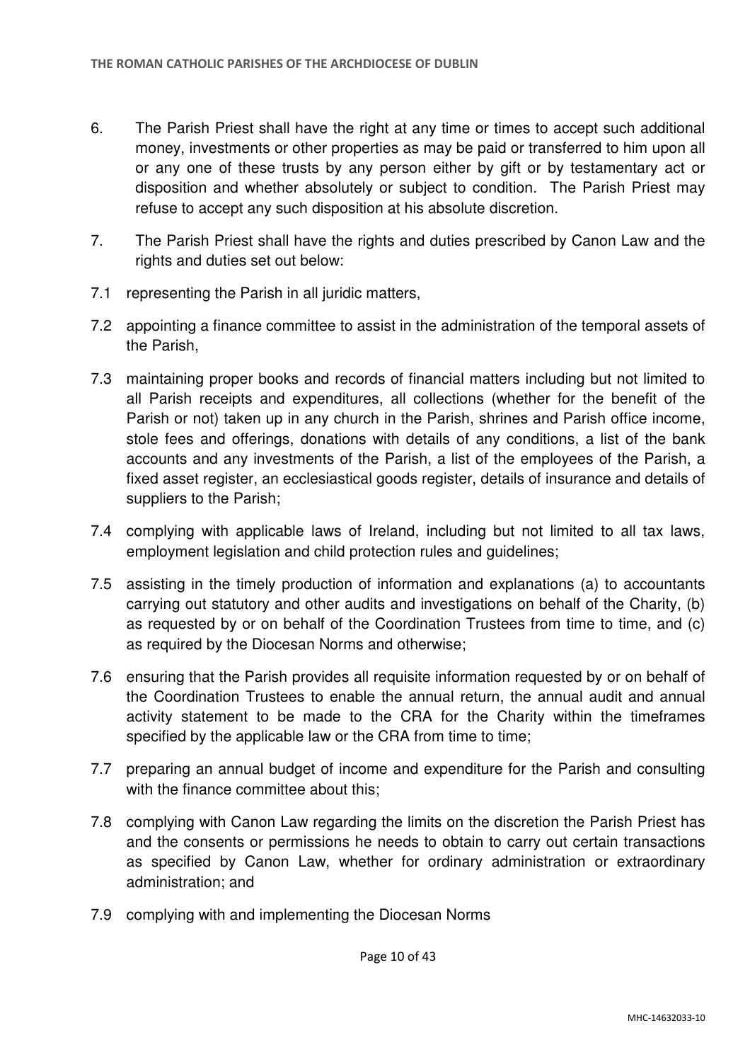6. The Parish Priest shall have the right at any time or times to accept such additional money, investments or other properties as may be paid or transferred to him upon all or any one of these trusts by any person either by gift or by testamentary act or disposition and whether absolutely or subject to condition. The Parish Priest may refuse to accept any such disposition at his absolute discretion.

7. The Parish Priest shall have the rights and duties prescribed by Canon Law and the rights and duties set out below:

7.1 representing the Parish in all juridic matters,

7.2 appointing a finance committee to assist in the administration of the temporal assets of the Parish,

7.3 maintaining proper books and records of financial matters including but not limited to all Parish receipts and expenditures, all collections (whether for the benefit of the Parish or not) taken up in any church in the Parish, shrines and Parish office income, stole fees and offerings, donations with details of any conditions, a list of the bank accounts and any investments of the Parish, a list of the employees of the Parish, a fixed asset register, an ecclesiastical goods register, details of insurance and details of suppliers to the Parish;

7.4 complying with applicable laws of Ireland, including but not limited to all tax laws, employment legislation and child protection rules and guidelines;

7.5 assisting in the timely production of information and explanations (a) to accountants carrying out statutory and other audits and investigations on behalf of the Charity, (b) as requested by or on behalf of the Coordination Trustees from time to time, and (c) as required by the Diocesan Norms and otherwise;

7.6 ensuring that the Parish provides all requisite information requested by or on behalf of the Coordination Trustees to enable the annual return, the annual audit and annual activity statement to be made to the CRA for the Charity within the timeframes specified by the applicable law or the CRA from time to time;

7.7 preparing an annual budget of income and expenditure for the Parish and consulting with the finance committee about this;

7.8 complying with Canon Law regarding the limits on the discretion the Parish Priest has and the consents or permissions he needs to obtain to carry out certain transactions as specified by Canon Law, whether for ordinary administration or extraordinary administration; and

7.9 complying with and implementing the Diocesan Norms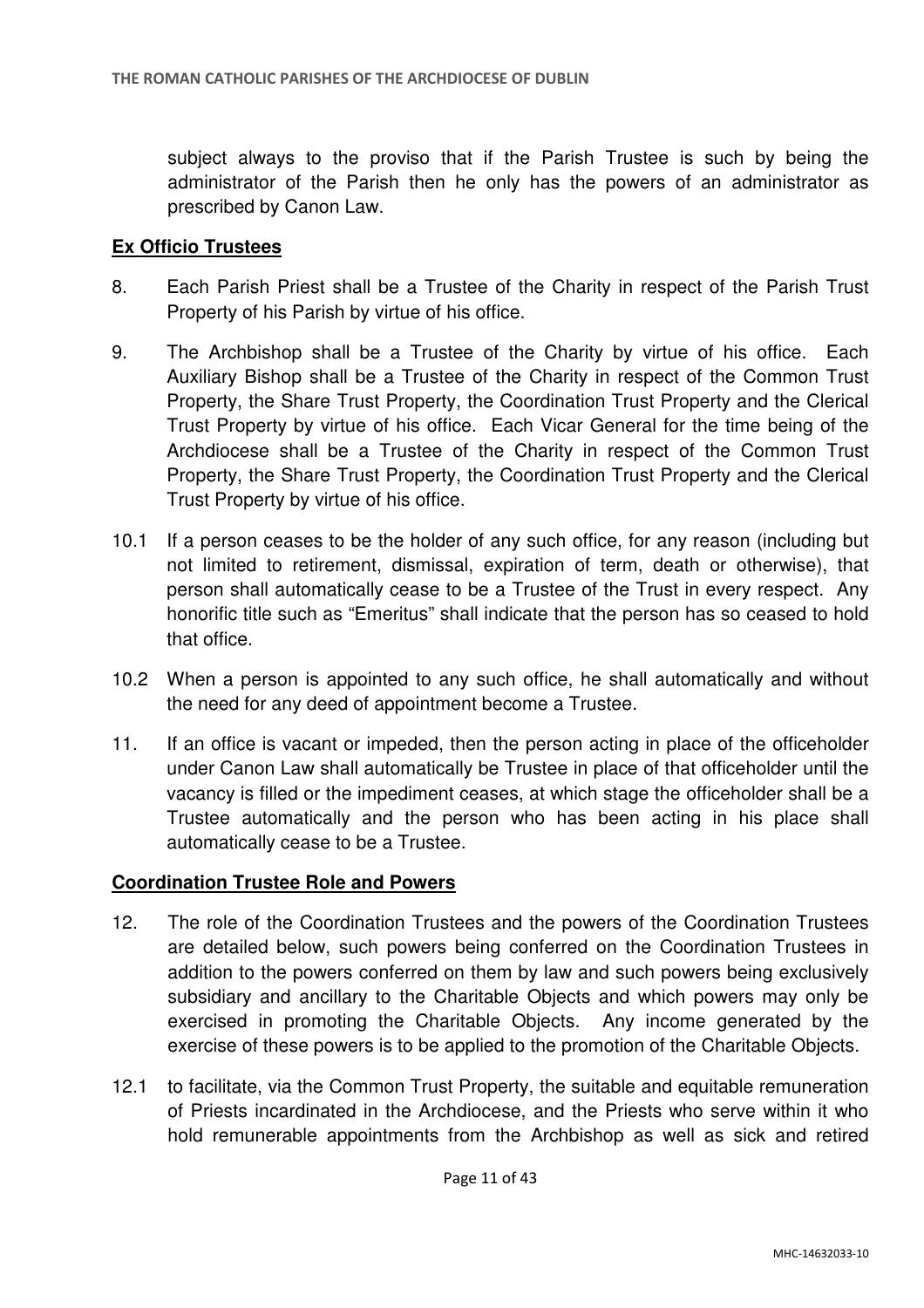subject always to the proviso that if the Parish Trustee is such by being the administrator of the Parish then he only has the powers of an administrator as prescribed by Canon Law.

**Ex Officio Trustees**

8. Each Parish Priest shall be a Trustee of the Charity in respect of the Parish Trust Property of his Parish by virtue of his office.

9. The Archbishop shall be a Trustee of the Charity by virtue of his office. Each Auxiliary Bishop shall be a Trustee of the Charity in respect of the Common Trust Property, the Share Trust Property, the Coordination Trust Property and the Clerical Trust Property by virtue of his office. Each Vicar General for the time being of the Archdiocese shall be a Trustee of the Charity in respect of the Common Trust Property, the Share Trust Property, the Coordination Trust Property and the Clerical Trust Property by virtue of his office.

10.1 If a person ceases to be the holder of any such office, for any reason (including but not limited to retirement, dismissal, expiration of term, death or otherwise), that person shall automatically cease to be a Trustee of the Trust in every respect. Any honorific title such as "Emeritus" shall indicate that the person has so ceased to hold that office.

10.2 When a person is appointed to any such office, he shall automatically and without the need for any deed of appointment become a Trustee.

11. If an office is vacant or impeded, then the person acting in place of the officeholder under Canon Law shall automatically be Trustee in place of that officeholder until the vacancy is filled or the impediment ceases, at which stage the officeholder shall be a Trustee automatically and the person who has been acting in his place shall automatically cease to be a Trustee.

**Coordination Trustee Role and Powers**

12. The role of the Coordination Trustees and the powers of the Coordination Trustees are detailed below, such powers being conferred on the Coordination Trustees in addition to the powers conferred on them by law and such powers being exclusively subsidiary and ancillary to the Charitable Objects and which powers may only be exercised in promoting the Charitable Objects. Any income generated by the exercise of these powers is to be applied to the promotion of the Charitable Objects.

12.1 to facilitate, via the Common Trust Property, the suitable and equitable remuneration of Priests incardinated in the Archdiocese, and the Priests who serve within it who hold remunerable appointments from the Archbishop as well as sick and retired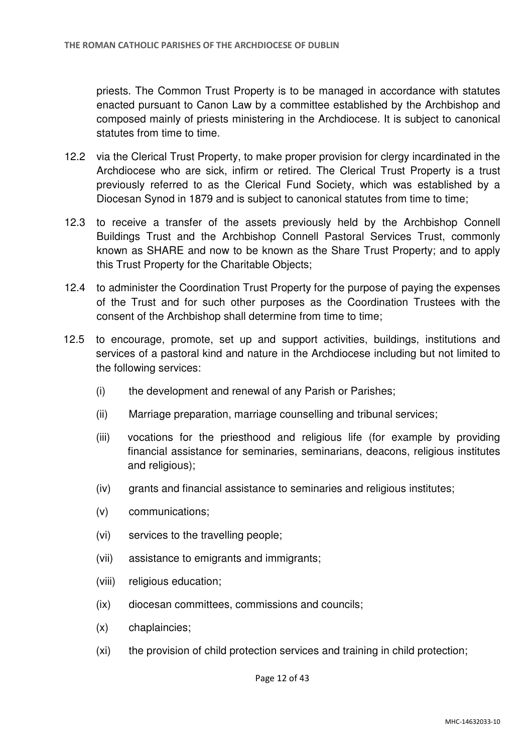priests. The Common Trust Property is to be managed in accordance with statutes enacted pursuant to Canon Law by a committee established by the Archbishop and composed mainly of priests ministering in the Archdiocese. It is subject to canonical statutes from time to time.

12.2 via the Clerical Trust Property, to make proper provision for clergy incardinated in the Archdiocese who are sick, infirm or retired. The Clerical Trust Property is a trust previously referred to as the Clerical Fund Society, which was established by a Diocesan Synod in 1879 and is subject to canonical statutes from time to time;

12.3 to receive a transfer of the assets previously held by the Archbishop Connell Buildings Trust and the Archbishop Connell Pastoral Services Trust, commonly known as SHARE and now to be known as the Share Trust Property; and to apply this Trust Property for the Charitable Objects;

12.4 to administer the Coordination Trust Property for the purpose of paying the expenses of the Trust and for such other purposes as the Coordination Trustees with the consent of the Archbishop shall determine from time to time;

12.5 to encourage, promote, set up and support activities, buildings, institutions and services of a pastoral kind and nature in the Archdiocese including but not limited to the following services:

(i) the development and renewal of any Parish or Parishes;

(ii) Marriage preparation, marriage counselling and tribunal services;

(iii) vocations for the priesthood and religious life (for example by providing financial assistance for seminaries, seminarians, deacons, religious institutes and religious);

(iv) grants and financial assistance to seminaries and religious institutes;

(v) communications;

(vi) services to the travelling people;

(vii) assistance to emigrants and immigrants;

(viii) religious education;

(ix) diocesan committees, commissions and councils;

(x) chaplaincies;

(xi) the provision of child protection services and training in child protection;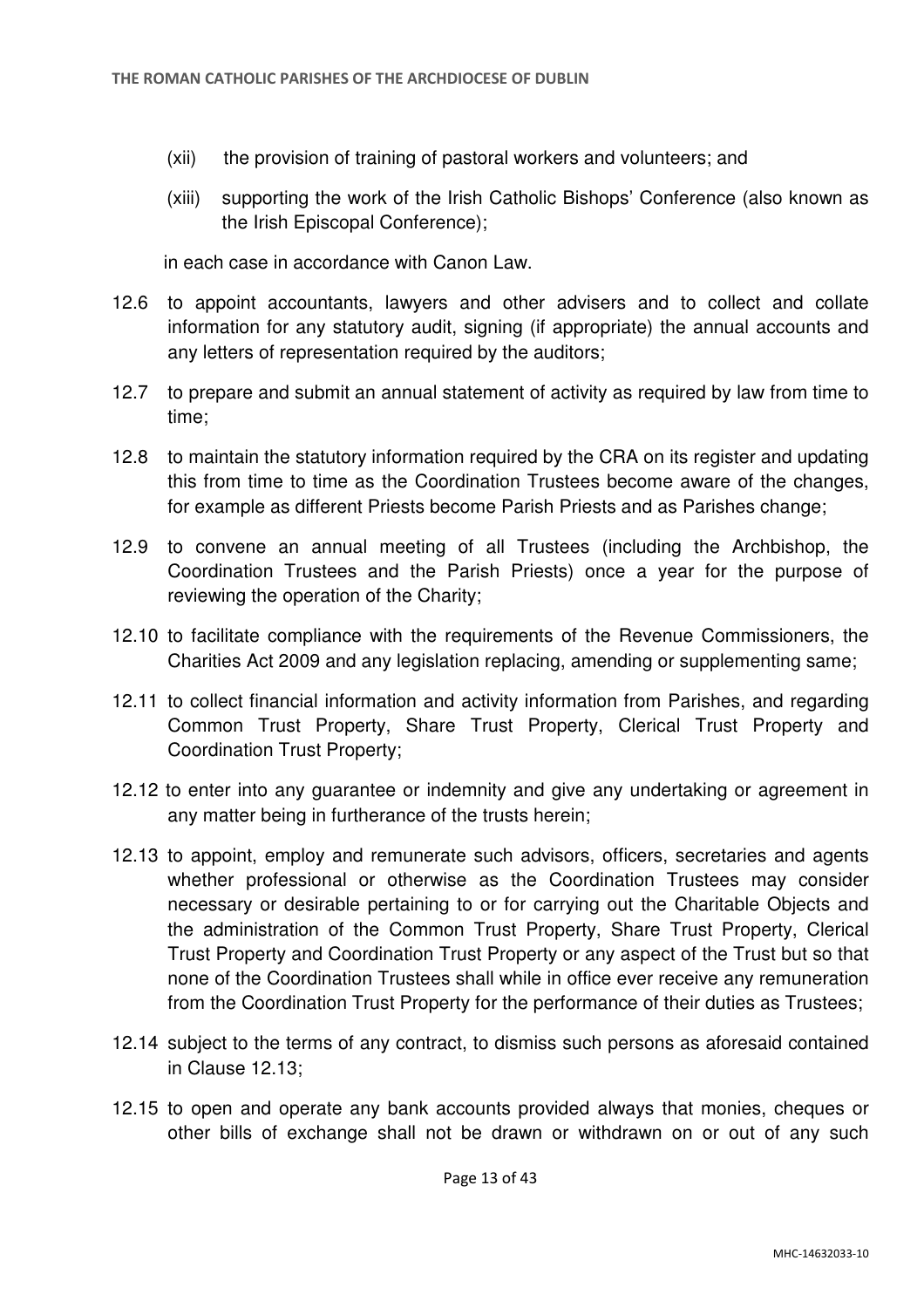(xii) the provision of training of pastoral workers and volunteers; and

(xiii) supporting the work of the Irish Catholic Bishops' Conference (also known as the Irish Episcopal Conference);

in each case in accordance with Canon Law.

12.6 to appoint accountants, lawyers and other advisers and to collect and collate information for any statutory audit, signing (if appropriate) the annual accounts and any letters of representation required by the auditors;

12.7 to prepare and submit an annual statement of activity as required by law from time to time;

12.8 to maintain the statutory information required by the CRA on its register and updating this from time to time as the Coordination Trustees become aware of the changes, for example as different Priests become Parish Priests and as Parishes change;

12.9 to convene an annual meeting of all Trustees (including the Archbishop, the Coordination Trustees and the Parish Priests) once a year for the purpose of reviewing the operation of the Charity;

12.10 to facilitate compliance with the requirements of the Revenue Commissioners, the Charities Act 2009 and any legislation replacing, amending or supplementing same;

12.11 to collect financial information and activity information from Parishes, and regarding Common Trust Property, Share Trust Property, Clerical Trust Property and Coordination Trust Property;

12.12 to enter into any guarantee or indemnity and give any undertaking or agreement in any matter being in furtherance of the trusts herein;

12.13 to appoint, employ and remunerate such advisors, officers, secretaries and agents whether professional or otherwise as the Coordination Trustees may consider necessary or desirable pertaining to or for carrying out the Charitable Objects and the administration of the Common Trust Property, Share Trust Property, Clerical Trust Property and Coordination Trust Property or any aspect of the Trust but so that none of the Coordination Trustees shall while in office ever receive any remuneration from the Coordination Trust Property for the performance of their duties as Trustees;

12.14 subject to the terms of any contract, to dismiss such persons as aforesaid contained in Clause 12.13;

12.15 to open and operate any bank accounts provided always that monies, cheques or other bills of exchange shall not be drawn or withdrawn on or out of any such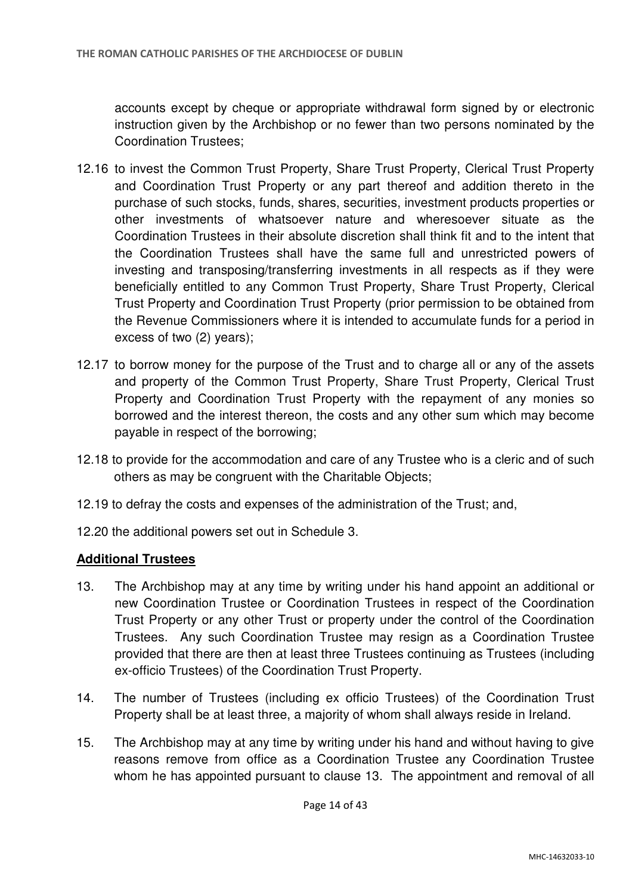accounts except by cheque or appropriate withdrawal form signed by or electronic instruction given by the Archbishop or no fewer than two persons nominated by the Coordination Trustees;

12.16 to invest the Common Trust Property, Share Trust Property, Clerical Trust Property and Coordination Trust Property or any part thereof and addition thereto in the purchase of such stocks, funds, shares, securities, investment products properties or other investments of whatsoever nature and wheresoever situate as the Coordination Trustees in their absolute discretion shall think fit and to the intent that the Coordination Trustees shall have the same full and unrestricted powers of investing and transposing/transferring investments in all respects as if they were beneficially entitled to any Common Trust Property, Share Trust Property, Clerical Trust Property and Coordination Trust Property (prior permission to be obtained from the Revenue Commissioners where it is intended to accumulate funds for a period in excess of two (2) years);

12.17 to borrow money for the purpose of the Trust and to charge all or any of the assets and property of the Common Trust Property, Share Trust Property, Clerical Trust Property and Coordination Trust Property with the repayment of any monies so borrowed and the interest thereon, the costs and any other sum which may become payable in respect of the borrowing;

12.18 to provide for the accommodation and care of any Trustee who is a cleric and of such others as may be congruent with the Charitable Objects;

12.19 to defray the costs and expenses of the administration of the Trust; and,

12.20 the additional powers set out in Schedule 3.

**Additional Trustees**

13. The Archbishop may at any time by writing under his hand appoint an additional or new Coordination Trustee or Coordination Trustees in respect of the Coordination Trust Property or any other Trust or property under the control of the Coordination Trustees. Any such Coordination Trustee may resign as a Coordination Trustee provided that there are then at least three Trustees continuing as Trustees (including ex-officio Trustees) of the Coordination Trust Property.

14. The number of Trustees (including ex officio Trustees) of the Coordination Trust Property shall be at least three, a majority of whom shall always reside in Ireland.

15. The Archbishop may at any time by writing under his hand and without having to give reasons remove from office as a Coordination Trustee any Coordination Trustee whom he has appointed pursuant to clause 13. The appointment and removal of all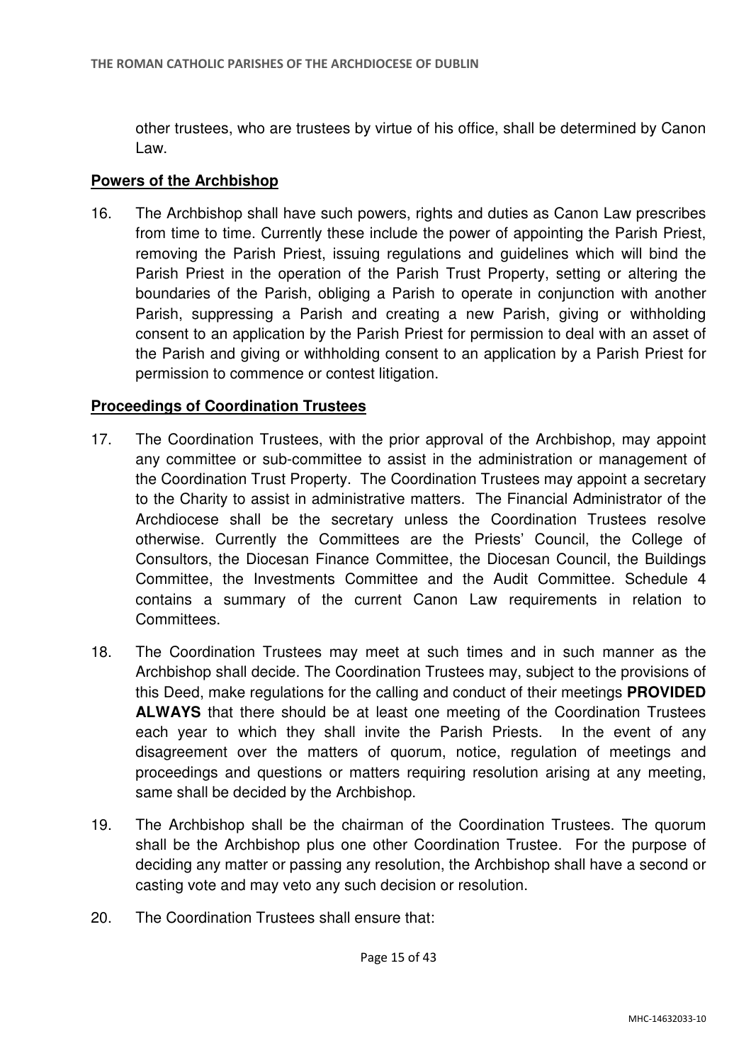other trustees, who are trustees by virtue of his office, shall be determined by Canon Law.

**Powers of the Archbishop**

16. The Archbishop shall have such powers, rights and duties as Canon Law prescribes from time to time. Currently these include the power of appointing the Parish Priest, removing the Parish Priest, issuing regulations and guidelines which will bind the Parish Priest in the operation of the Parish Trust Property, setting or altering the boundaries of the Parish, obliging a Parish to operate in conjunction with another Parish, suppressing a Parish and creating a new Parish, giving or withholding consent to an application by the Parish Priest for permission to deal with an asset of the Parish and giving or withholding consent to an application by a Parish Priest for permission to commence or contest litigation.

**Proceedings of Coordination Trustees**

17. The Coordination Trustees, with the prior approval of the Archbishop, may appoint any committee or sub-committee to assist in the administration or management of the Coordination Trust Property. The Coordination Trustees may appoint a secretary to the Charity to assist in administrative matters. The Financial Administrator of the Archdiocese shall be the secretary unless the Coordination Trustees resolve otherwise. Currently the Committees are the Priests' Council, the College of Consultors, the Diocesan Finance Committee, the Diocesan Council, the Buildings Committee, the Investments Committee and the Audit Committee. Schedule 4 contains a summary of the current Canon Law requirements in relation to Committees.

18. The Coordination Trustees may meet at such times and in such manner as the Archbishop shall decide. The Coordination Trustees may, subject to the provisions of this Deed, make regulations for the calling and conduct of their meetings **PROVIDED ALWAYS** that there should be at least one meeting of the Coordination Trustees each year to which they shall invite the Parish Priests. In the event of any disagreement over the matters of quorum, notice, regulation of meetings and proceedings and questions or matters requiring resolution arising at any meeting, same shall be decided by the Archbishop.

19. The Archbishop shall be the chairman of the Coordination Trustees. The quorum shall be the Archbishop plus one other Coordination Trustee. For the purpose of deciding any matter or passing any resolution, the Archbishop shall have a second or casting vote and may veto any such decision or resolution.

20. The Coordination Trustees shall ensure that: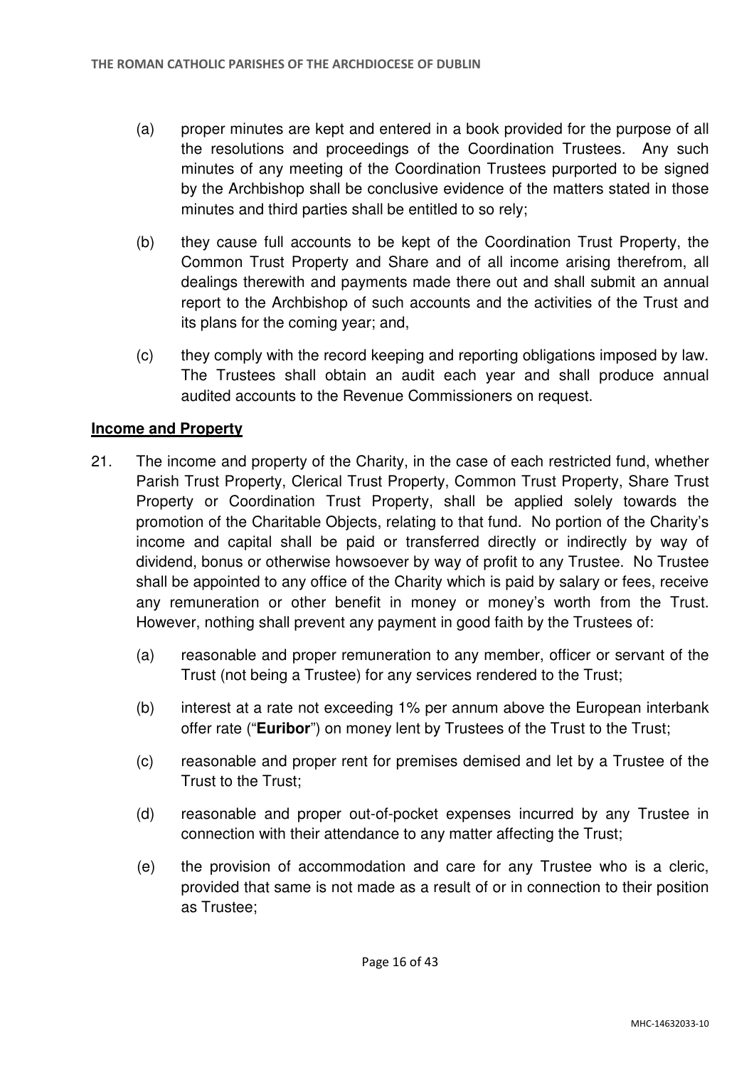(a) proper minutes are kept and entered in a book provided for the purpose of all the resolutions and proceedings of the Coordination Trustees. Any such minutes of any meeting of the Coordination Trustees purported to be signed by the Archbishop shall be conclusive evidence of the matters stated in those minutes and third parties shall be entitled to so rely;

(b) they cause full accounts to be kept of the Coordination Trust Property, the Common Trust Property and Share and of all income arising therefrom, all dealings therewith and payments made there out and shall submit an annual report to the Archbishop of such accounts and the activities of the Trust and its plans for the coming year; and,

(c) they comply with the record keeping and reporting obligations imposed by law. The Trustees shall obtain an audit each year and shall produce annual audited accounts to the Revenue Commissioners on request.

**Income and Property**

21. The income and property of the Charity, in the case of each restricted fund, whether Parish Trust Property, Clerical Trust Property, Common Trust Property, Share Trust Property or Coordination Trust Property, shall be applied solely towards the promotion of the Charitable Objects, relating to that fund. No portion of the Charity's income and capital shall be paid or transferred directly or indirectly by way of dividend, bonus or otherwise howsoever by way of profit to any Trustee. No Trustee shall be appointed to any office of the Charity which is paid by salary or fees, receive any remuneration or other benefit in money or money's worth from the Trust. However, nothing shall prevent any payment in good faith by the Trustees of:

    (a) reasonable and proper remuneration to any member, officer or servant of the Trust (not being a Trustee) for any services rendered to the Trust;

    (b) interest at a rate not exceeding 1% per annum above the European interbank offer rate ("**Euribor**") on money lent by Trustees of the Trust to the Trust;

    (c) reasonable and proper rent for premises demised and let by a Trustee of the Trust to the Trust;

    (d) reasonable and proper out-of-pocket expenses incurred by any Trustee in connection with their attendance to any matter affecting the Trust;

    (e) the provision of accommodation and care for any Trustee who is a cleric, provided that same is not made as a result of or in connection to their position as Trustee;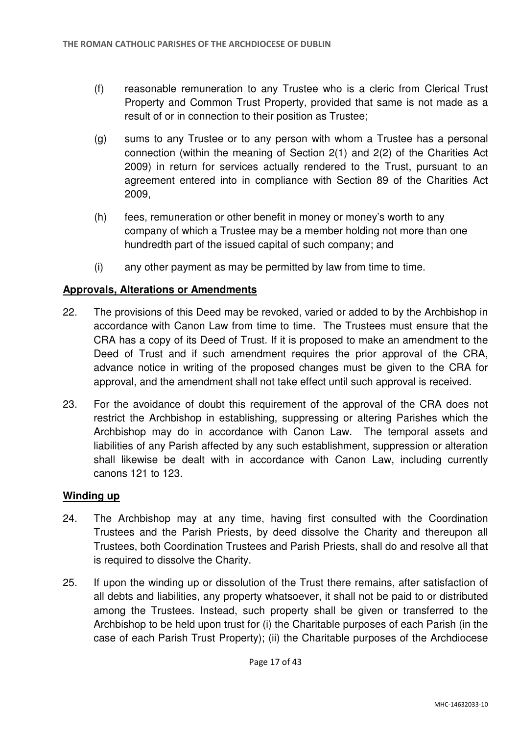(f) reasonable remuneration to any Trustee who is a cleric from Clerical Trust Property and Common Trust Property, provided that same is not made as a result of or in connection to their position as Trustee;

(g) sums to any Trustee or to any person with whom a Trustee has a personal connection (within the meaning of Section 2(1) and 2(2) of the Charities Act 2009) in return for services actually rendered to the Trust, pursuant to an agreement entered into in compliance with Section 89 of the Charities Act 2009,

(h) fees, remuneration or other benefit in money or money's worth to any company of which a Trustee may be a member holding not more than one hundredth part of the issued capital of such company; and

(i) any other payment as may be permitted by law from time to time.

**Approvals, Alterations or Amendments**

22. The provisions of this Deed may be revoked, varied or added to by the Archbishop in accordance with Canon Law from time to time. The Trustees must ensure that the CRA has a copy of its Deed of Trust. If it is proposed to make an amendment to the Deed of Trust and if such amendment requires the prior approval of the CRA, advance notice in writing of the proposed changes must be given to the CRA for approval, and the amendment shall not take effect until such approval is received.

23. For the avoidance of doubt this requirement of the approval of the CRA does not restrict the Archbishop in establishing, suppressing or altering Parishes which the Archbishop may do in accordance with Canon Law. The temporal assets and liabilities of any Parish affected by any such establishment, suppression or alteration shall likewise be dealt with in accordance with Canon Law, including currently canons 121 to 123.

**Winding up**

24. The Archbishop may at any time, having first consulted with the Coordination Trustees and the Parish Priests, by deed dissolve the Charity and thereupon all Trustees, both Coordination Trustees and Parish Priests, shall do and resolve all that is required to dissolve the Charity.

25. If upon the winding up or dissolution of the Trust there remains, after satisfaction of all debts and liabilities, any property whatsoever, it shall not be paid to or distributed among the Trustees. Instead, such property shall be given or transferred to the Archbishop to be held upon trust for (i) the Charitable purposes of each Parish (in the case of each Parish Trust Property); (ii) the Charitable purposes of the Archdiocese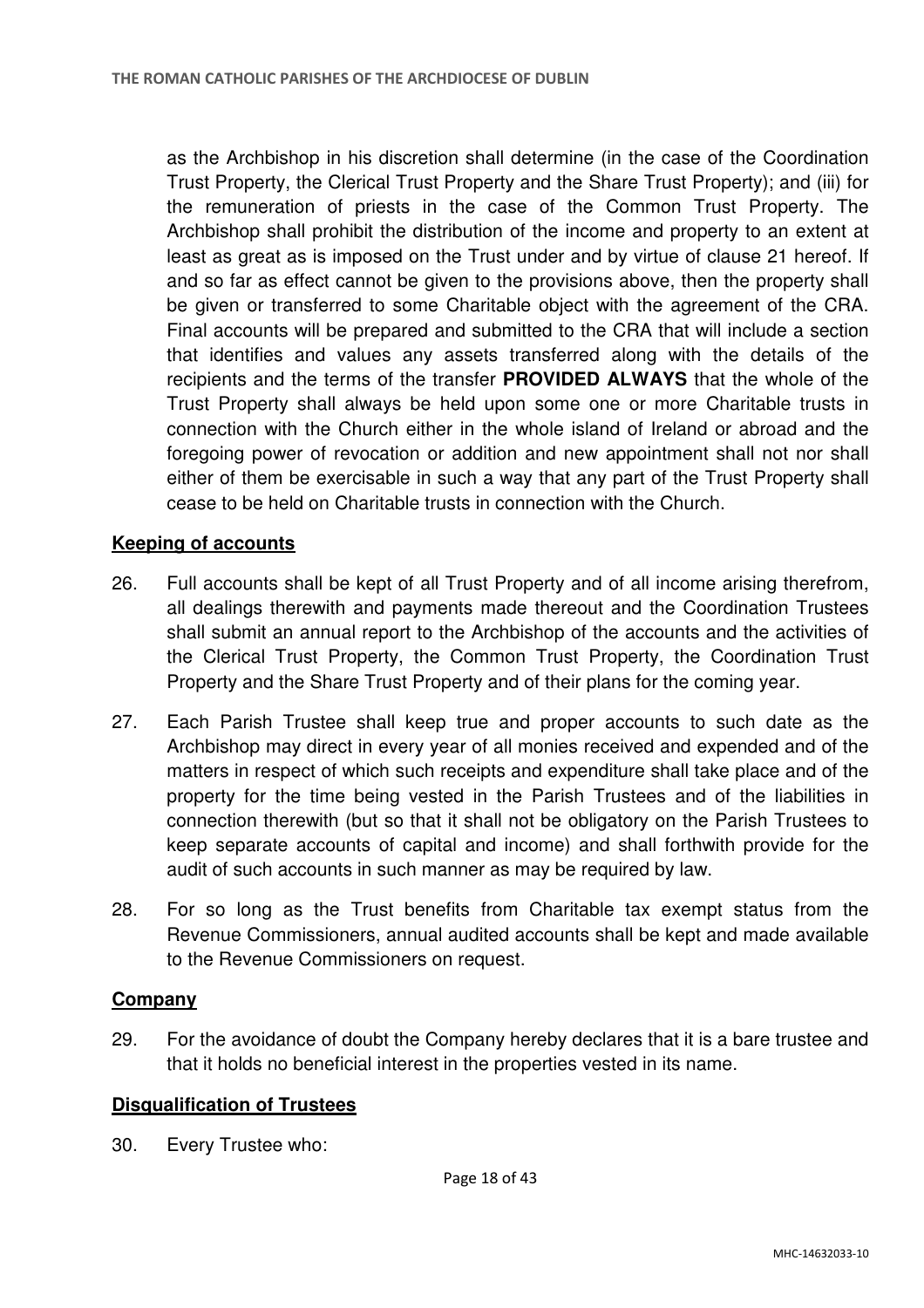as the Archbishop in his discretion shall determine (in the case of the Coordination Trust Property, the Clerical Trust Property and the Share Trust Property); and (iii) for the remuneration of priests in the case of the Common Trust Property. The Archbishop shall prohibit the distribution of the income and property to an extent at least as great as is imposed on the Trust under and by virtue of clause 21 hereof. If and so far as effect cannot be given to the provisions above, then the property shall be given or transferred to some Charitable object with the agreement of the CRA. Final accounts will be prepared and submitted to the CRA that will include a section that identifies and values any assets transferred along with the details of the recipients and the terms of the transfer **PROVIDED ALWAYS** that the whole of the Trust Property shall always be held upon some one or more Charitable trusts in connection with the Church either in the whole island of Ireland or abroad and the foregoing power of revocation or addition and new appointment shall not nor shall either of them be exercisable in such a way that any part of the Trust Property shall cease to be held on Charitable trusts in connection with the Church.

**Keeping of accounts**

26. Full accounts shall be kept of all Trust Property and of all income arising therefrom, all dealings therewith and payments made thereout and the Coordination Trustees shall submit an annual report to the Archbishop of the accounts and the activities of the Clerical Trust Property, the Common Trust Property, the Coordination Trust Property and the Share Trust Property and of their plans for the coming year.

27. Each Parish Trustee shall keep true and proper accounts to such date as the Archbishop may direct in every year of all monies received and expended and of the matters in respect of which such receipts and expenditure shall take place and of the property for the time being vested in the Parish Trustees and of the liabilities in connection therewith (but so that it shall not be obligatory on the Parish Trustees to keep separate accounts of capital and income) and shall forthwith provide for the audit of such accounts in such manner as may be required by law.

28. For so long as the Trust benefits from Charitable tax exempt status from the Revenue Commissioners, annual audited accounts shall be kept and made available to the Revenue Commissioners on request.

**Company**

29. For the avoidance of doubt the Company hereby declares that it is a bare trustee and that it holds no beneficial interest in the properties vested in its name.

**Disqualification of Trustees**

30. Every Trustee who: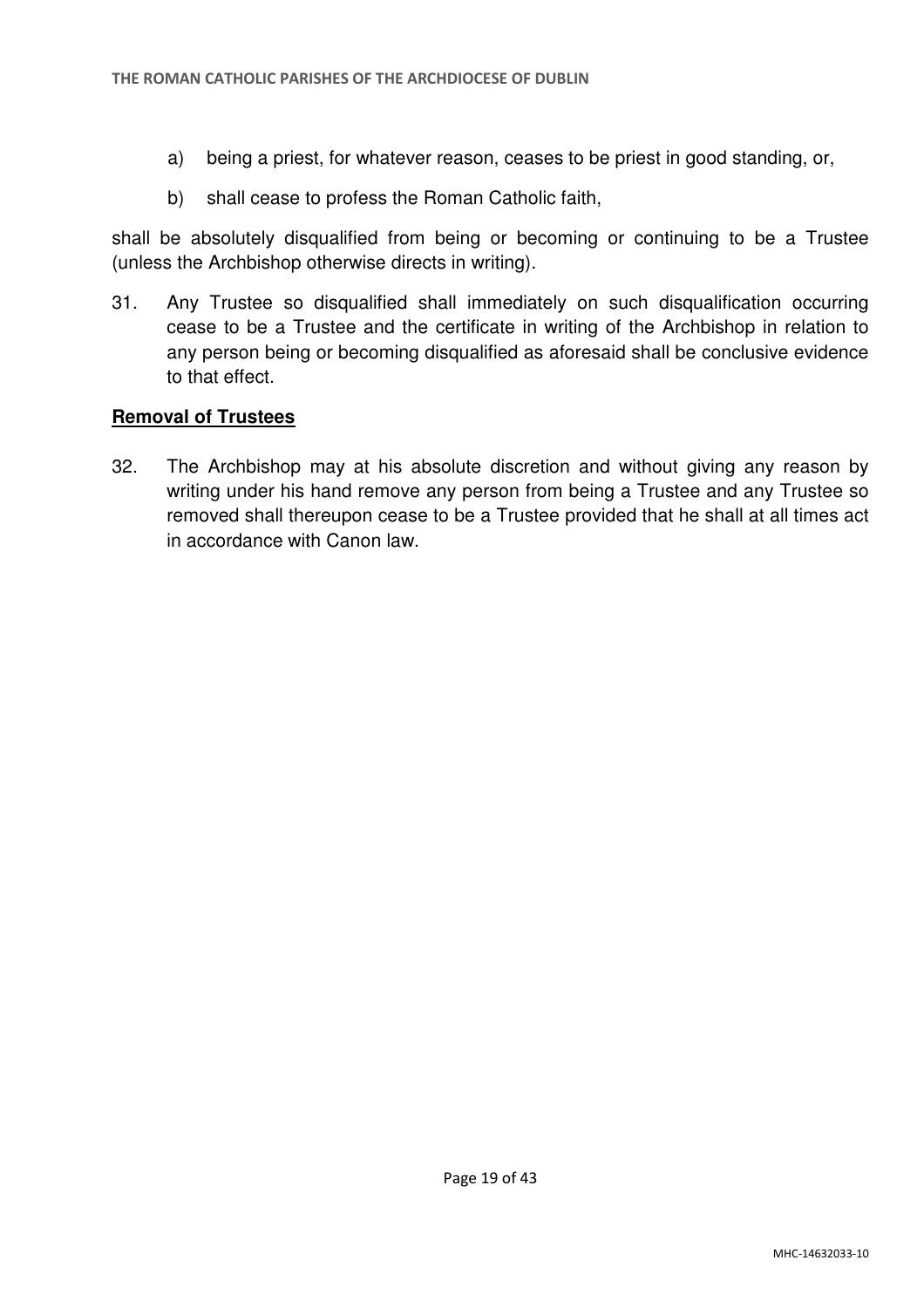a) being a priest, for whatever reason, ceases to be priest in good standing, or,

b) shall cease to profess the Roman Catholic faith,

shall be absolutely disqualified from being or becoming or continuing to be a Trustee (unless the Archbishop otherwise directs in writing).

31. Any Trustee so disqualified shall immediately on such disqualification occurring cease to be a Trustee and the certificate in writing of the Archbishop in relation to any person being or becoming disqualified as aforesaid shall be conclusive evidence to that effect.

## Removal of Trustees

32. The Archbishop may at his absolute discretion and without giving any reason by writing under his hand remove any person from being a Trustee and any Trustee so removed shall thereupon cease to be a Trustee provided that he shall at all times act in accordance with Canon law.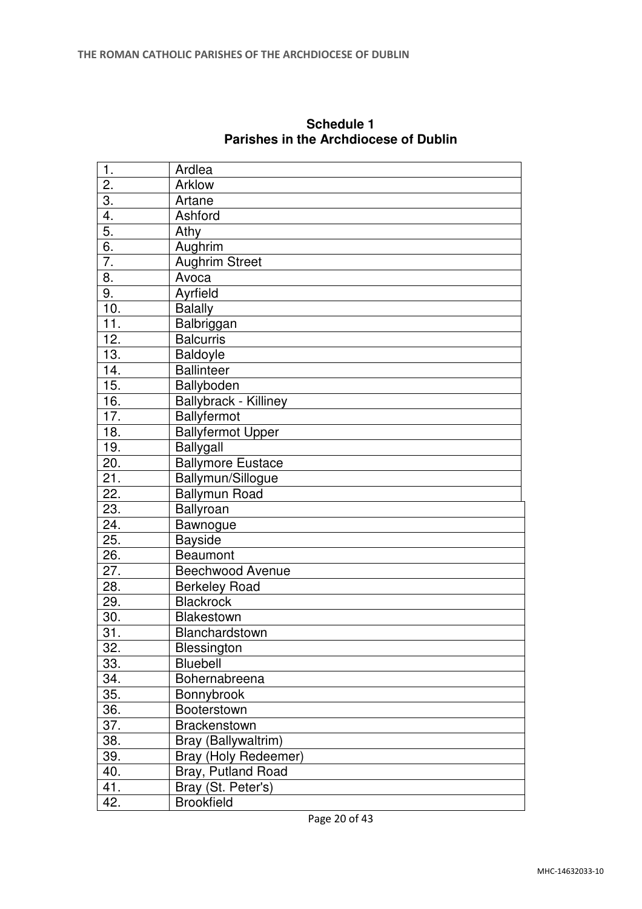**Schedule 1**
**Parishes in the Archdiocese of Dublin**

| | |
|---|---|
| 1. | Ardlea |
| 2. | Arklow |
| 3. | Artane |
| 4. | Ashford |
| 5. | Athy |
| 6. | Aughrim |
| 7. | Aughrim Street |
| 8. | Avoca |
| 9. | Ayrfield |
| 10. | Balally |
| 11. | Balbriggan |
| 12. | Balcurris |
| 13. | Baldoyle |
| 14. | Ballinteer |
| 15. | Ballyboden |
| 16. | Ballybrack - Killiney |
| 17. | Ballyfermot |
| 18. | Ballyfermot Upper |
| 19. | Ballygall |
| 20. | Ballymore Eustace |
| 21. | Ballymun/Sillogue |
| 22. | Ballymun Road |
| 23. | Ballyroan |
| 24. | Bawnogue |
| 25. | Bayside |
| 26. | Beaumont |
| 27. | Beechwood Avenue |
| 28. | Berkeley Road |
| 29. | Blackrock |
| 30. | Blakestown |
| 31. | Blanchardstown |
| 32. | Blessington |
| 33. | Bluebell |
| 34. | Bohernabreena |
| 35. | Bonnybrook |
| 36. | Booterstown |
| 37. | Brackenstown |
| 38. | Bray (Ballywaltrim) |
| 39. | Bray (Holy Redeemer) |
| 40. | Bray, Putland Road |
| 41. | Bray (St. Peter's) |
| 42. | Brookfield |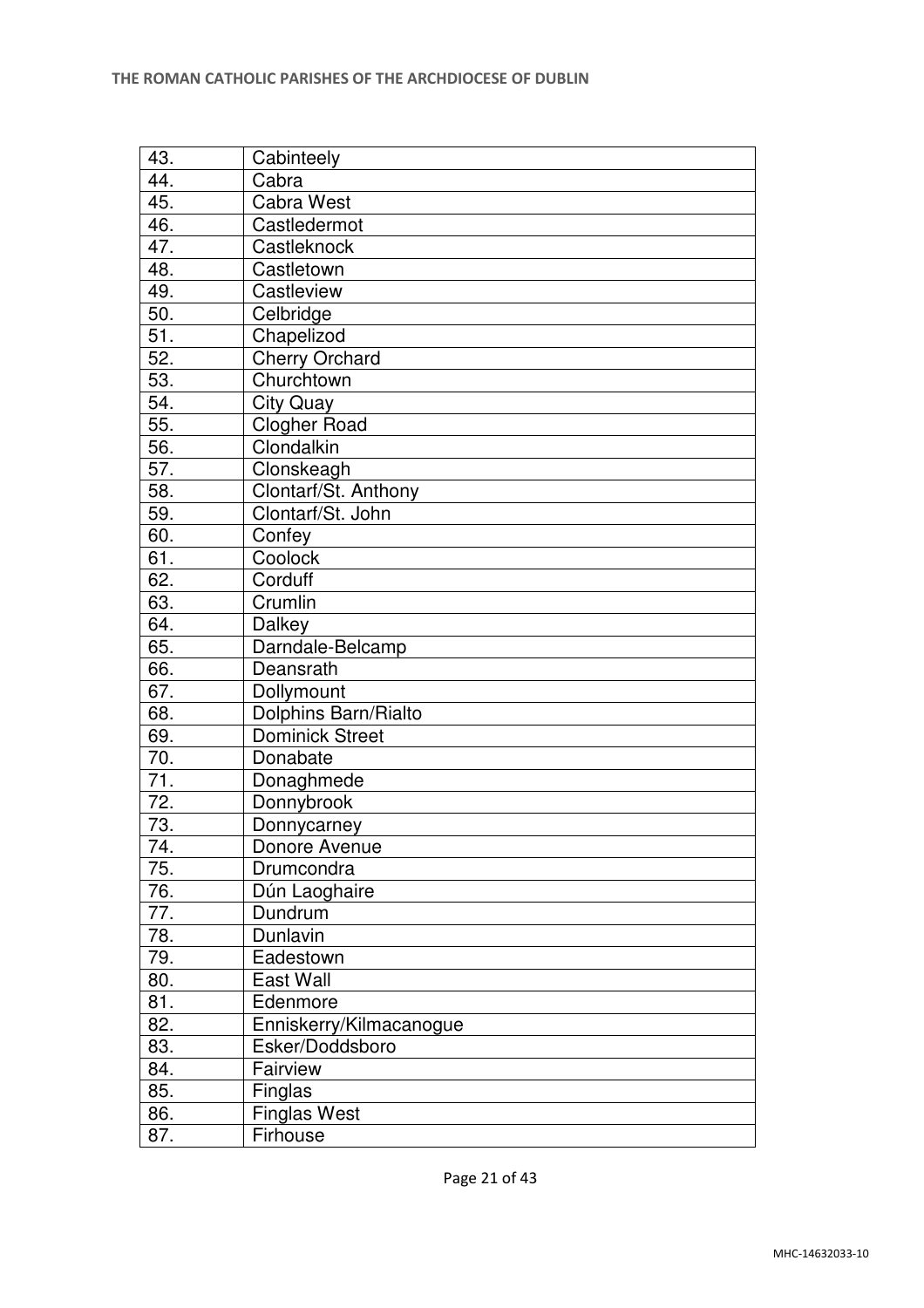| | |
|---|---|
| 43. | Cabinteely |
| 44. | Cabra |
| 45. | Cabra West |
| 46. | Castledermot |
| 47. | Castleknock |
| 48. | Castletown |
| 49. | Castleview |
| 50. | Celbridge |
| 51. | Chapelizod |
| 52. | Cherry Orchard |
| 53. | Churchtown |
| 54. | City Quay |
| 55. | Clogher Road |
| 56. | Clondalkin |
| 57. | Clonskeagh |
| 58. | Clontarf/St. Anthony |
| 59. | Clontarf/St. John |
| 60. | Confey |
| 61. | Coolock |
| 62. | Corduff |
| 63. | Crumlin |
| 64. | Dalkey |
| 65. | Darndale-Belcamp |
| 66. | Deansrath |
| 67. | Dollymount |
| 68. | Dolphins Barn/Rialto |
| 69. | Dominick Street |
| 70. | Donabate |
| 71. | Donaghmede |
| 72. | Donnybrook |
| 73. | Donnycarney |
| 74. | Donore Avenue |
| 75. | Drumcondra |
| 76. | Dún Laoghaire |
| 77. | Dundrum |
| 78. | Dunlavin |
| 79. | Eadestown |
| 80. | East Wall |
| 81. | Edenmore |
| 82. | Enniskerry/Kilmacanogue |
| 83. | Esker/Doddsboro |
| 84. | Fairview |
| 85. | Finglas |
| 86. | Finglas West |
| 87. | Firhouse |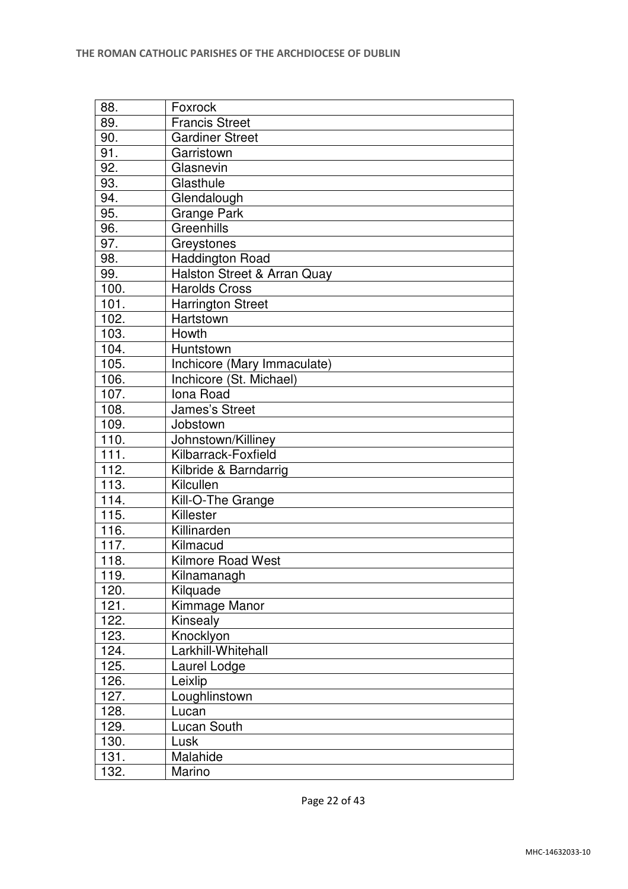| 88. | Foxrock |
|---|---|
| 89. | Francis Street |
| 90. | Gardiner Street |
| 91. | Garristown |
| 92. | Glasnevin |
| 93. | Glasthule |
| 94. | Glendalough |
| 95. | Grange Park |
| 96. | Greenhills |
| 97. | Greystones |
| 98. | Haddington Road |
| 99. | Halston Street & Arran Quay |
| 100. | Harolds Cross |
| 101. | Harrington Street |
| 102. | Hartstown |
| 103. | Howth |
| 104. | Huntstown |
| 105. | Inchicore (Mary Immaculate) |
| 106. | Inchicore (St. Michael) |
| 107. | Iona Road |
| 108. | James's Street |
| 109. | Jobstown |
| 110. | Johnstown/Killiney |
| 111. | Kilbarrack-Foxfield |
| 112. | Kilbride & Barndarrig |
| 113. | Kilcullen |
| 114. | Kill-O-The Grange |
| 115. | Killester |
| 116. | Killinarden |
| 117. | Kilmacud |
| 118. | Kilmore Road West |
| 119. | Kilnamanagh |
| 120. | Kilquade |
| 121. | Kimmage Manor |
| 122. | Kinsealy |
| 123. | Knocklyon |
| 124. | Larkhill-Whitehall |
| 125. | Laurel Lodge |
| 126. | Leixlip |
| 127. | Loughlinstown |
| 128. | Lucan |
| 129. | Lucan South |
| 130. | Lusk |
| 131. | Malahide |
| 132. | Marino |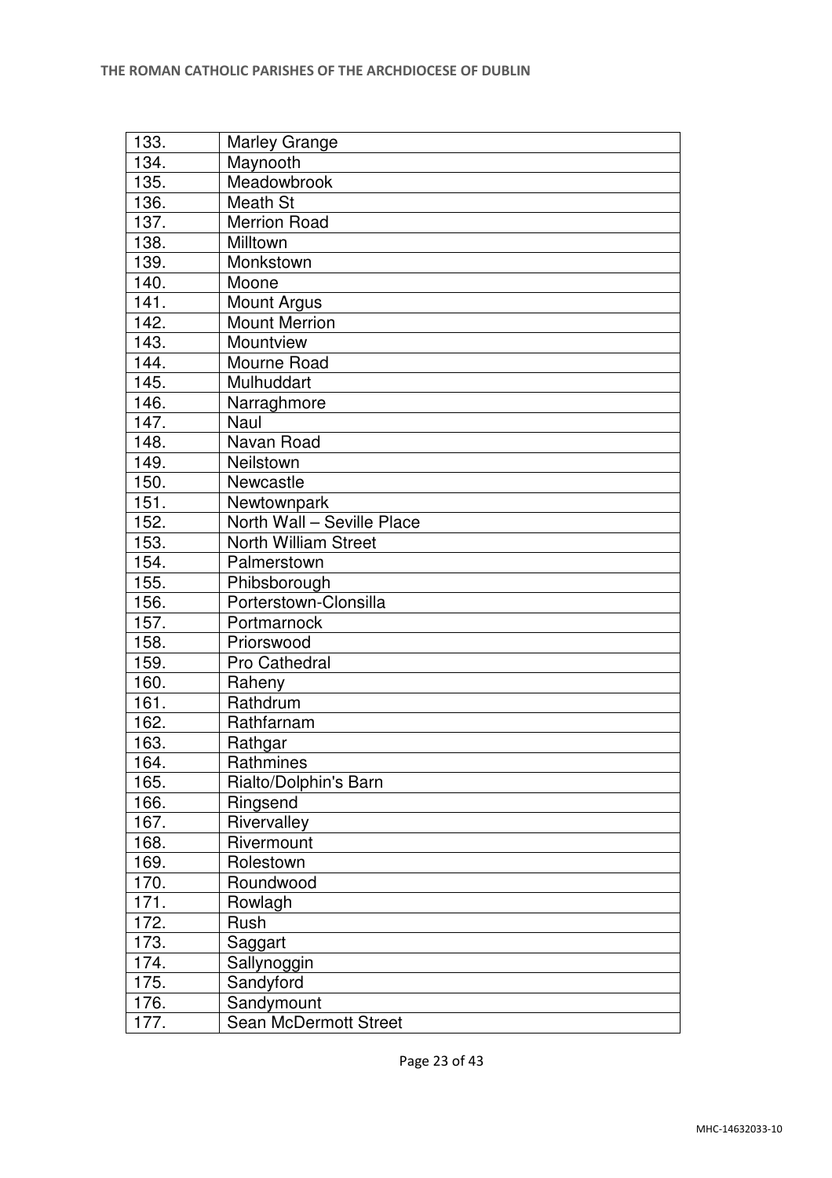| 133. | Marley Grange |
|---|---|
| 134. | Maynooth |
| 135. | Meadowbrook |
| 136. | Meath St |
| 137. | Merrion Road |
| 138. | Milltown |
| 139. | Monkstown |
| 140. | Moone |
| 141. | Mount Argus |
| 142. | Mount Merrion |
| 143. | Mountview |
| 144. | Mourne Road |
| 145. | Mulhuddart |
| 146. | Narraghmore |
| 147. | Naul |
| 148. | Navan Road |
| 149. | Neilstown |
| 150. | Newcastle |
| 151. | Newtownpark |
| 152. | North Wall – Seville Place |
| 153. | North William Street |
| 154. | Palmerstown |
| 155. | Phibsborough |
| 156. | Porterstown-Clonsilla |
| 157. | Portmarnock |
| 158. | Priorswood |
| 159. | Pro Cathedral |
| 160. | Raheny |
| 161. | Rathdrum |
| 162. | Rathfarnam |
| 163. | Rathgar |
| 164. | Rathmines |
| 165. | Rialto/Dolphin's Barn |
| 166. | Ringsend |
| 167. | Rivervalley |
| 168. | Rivermount |
| 169. | Rolestown |
| 170. | Roundwood |
| 171. | Rowlagh |
| 172. | Rush |
| 173. | Saggart |
| 174. | Sallynoggin |
| 175. | Sandyford |
| 176. | Sandymount |
| 177. | Sean McDermott Street |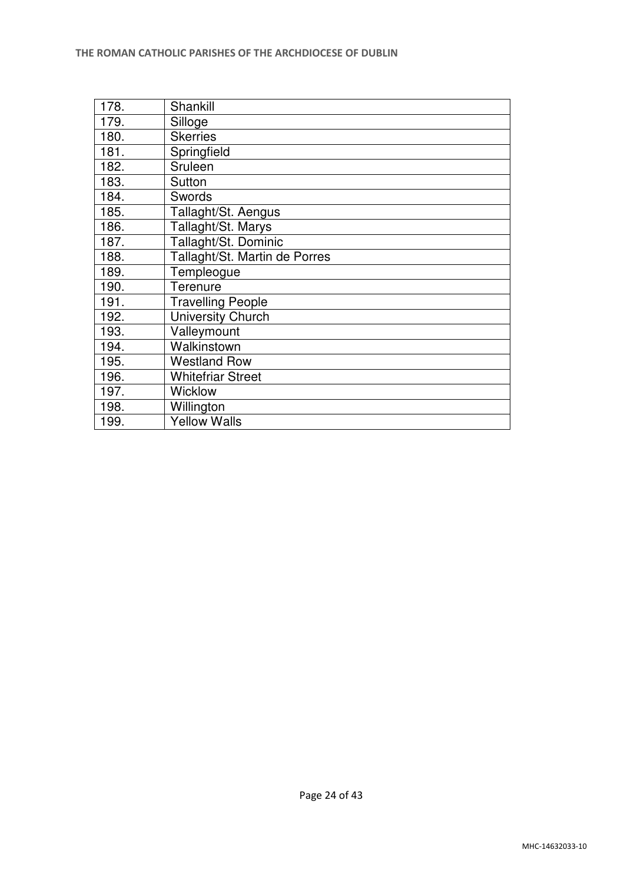| 178. | Shankill |
|---|---|
| 179. | Silloge |
| 180. | Skerries |
| 181. | Springfield |
| 182. | Sruleen |
| 183. | Sutton |
| 184. | Swords |
| 185. | Tallaght/St. Aengus |
| 186. | Tallaght/St. Marys |
| 187. | Tallaght/St. Dominic |
| 188. | Tallaght/St. Martin de Porres |
| 189. | Templeogue |
| 190. | Terenure |
| 191. | Travelling People |
| 192. | University Church |
| 193. | Valleymount |
| 194. | Walkinstown |
| 195. | Westland Row |
| 196. | Whitefriar Street |
| 197. | Wicklow |
| 198. | Willington |
| 199. | Yellow Walls |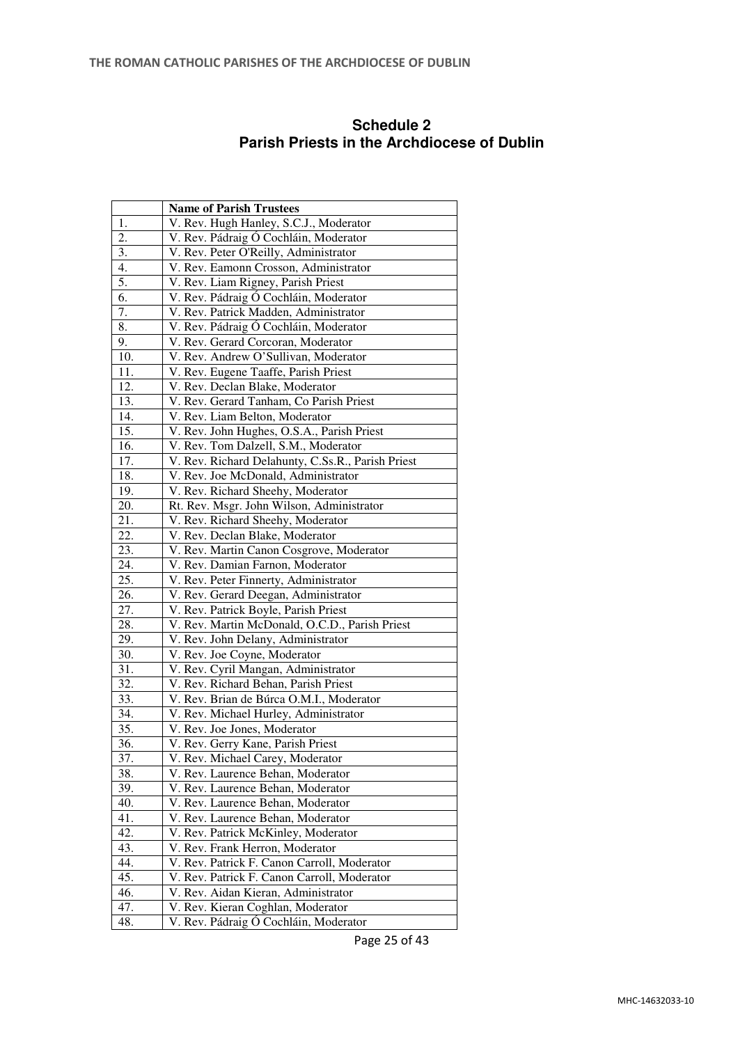## Schedule 2
## Parish Priests in the Archdiocese of Dublin

| | Name of Parish Trustees |
|---|---|
| 1. | V. Rev. Hugh Hanley, S.C.J., Moderator |
| 2. | V. Rev. Pádraig Ó Cochláin, Moderator |
| 3. | V. Rev. Peter O'Reilly, Administrator |
| 4. | V. Rev. Eamonn Crosson, Administrator |
| 5. | V. Rev. Liam Rigney, Parish Priest |
| 6. | V. Rev. Pádraig Ó Cochláin, Moderator |
| 7. | V. Rev. Patrick Madden, Administrator |
| 8. | V. Rev. Pádraig Ó Cochláin, Moderator |
| 9. | V. Rev. Gerard Corcoran, Moderator |
| 10. | V. Rev. Andrew O'Sullivan, Moderator |
| 11. | V. Rev. Eugene Taaffe, Parish Priest |
| 12. | V. Rev. Declan Blake, Moderator |
| 13. | V. Rev. Gerard Tanham, Co Parish Priest |
| 14. | V. Rev. Liam Belton, Moderator |
| 15. | V. Rev. John Hughes, O.S.A., Parish Priest |
| 16. | V. Rev. Tom Dalzell, S.M., Moderator |
| 17. | V. Rev. Richard Delahunty, C.Ss.R., Parish Priest |
| 18. | V. Rev. Joe McDonald, Administrator |
| 19. | V. Rev. Richard Sheehy, Moderator |
| 20. | Rt. Rev. Msgr. John Wilson, Administrator |
| 21. | V. Rev. Richard Sheehy, Moderator |
| 22. | V. Rev. Declan Blake, Moderator |
| 23. | V. Rev. Martin Canon Cosgrove, Moderator |
| 24. | V. Rev. Damian Farnon, Moderator |
| 25. | V. Rev. Peter Finnerty, Administrator |
| 26. | V. Rev. Gerard Deegan, Administrator |
| 27. | V. Rev. Patrick Boyle, Parish Priest |
| 28. | V. Rev. Martin McDonald, O.C.D., Parish Priest |
| 29. | V. Rev. John Delany, Administrator |
| 30. | V. Rev. Joe Coyne, Moderator |
| 31. | V. Rev. Cyril Mangan, Administrator |
| 32. | V. Rev. Richard Behan, Parish Priest |
| 33. | V. Rev. Brian de Búrca O.M.I., Moderator |
| 34. | V. Rev. Michael Hurley, Administrator |
| 35. | V. Rev. Joe Jones, Moderator |
| 36. | V. Rev. Gerry Kane, Parish Priest |
| 37. | V. Rev. Michael Carey, Moderator |
| 38. | V. Rev. Laurence Behan, Moderator |
| 39. | V. Rev. Laurence Behan, Moderator |
| 40. | V. Rev. Laurence Behan, Moderator |
| 41. | V. Rev. Laurence Behan, Moderator |
| 42. | V. Rev. Patrick McKinley, Moderator |
| 43. | V. Rev. Frank Herron, Moderator |
| 44. | V. Rev. Patrick F. Canon Carroll, Moderator |
| 45. | V. Rev. Patrick F. Canon Carroll, Moderator |
| 46. | V. Rev. Aidan Kieran, Administrator |
| 47. | V. Rev. Kieran Coghlan, Moderator |
| 48. | V. Rev. Pádraig Ó Cochláin, Moderator |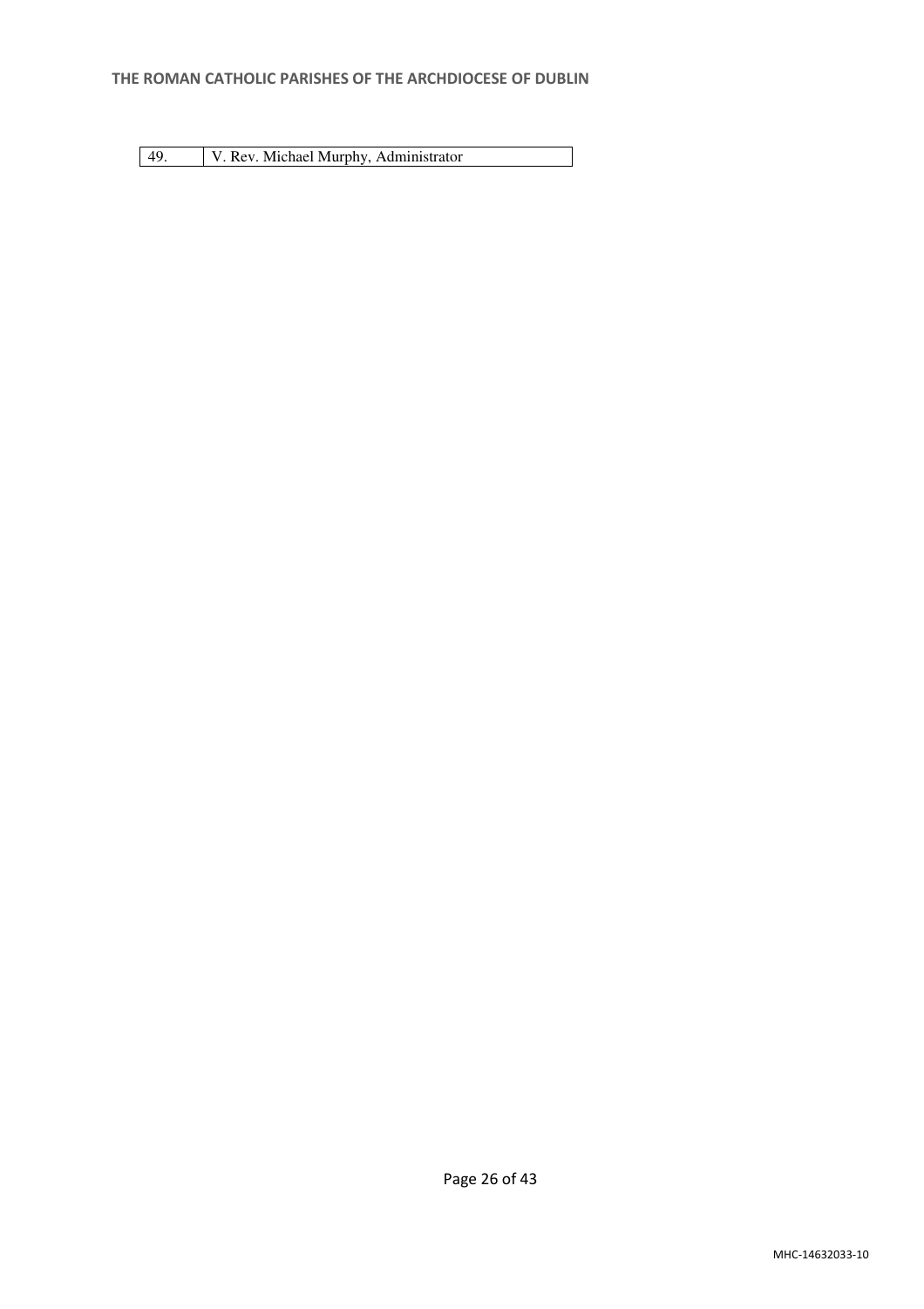| | |
|---|---|
| 49. | V. Rev. Michael Murphy, Administrator |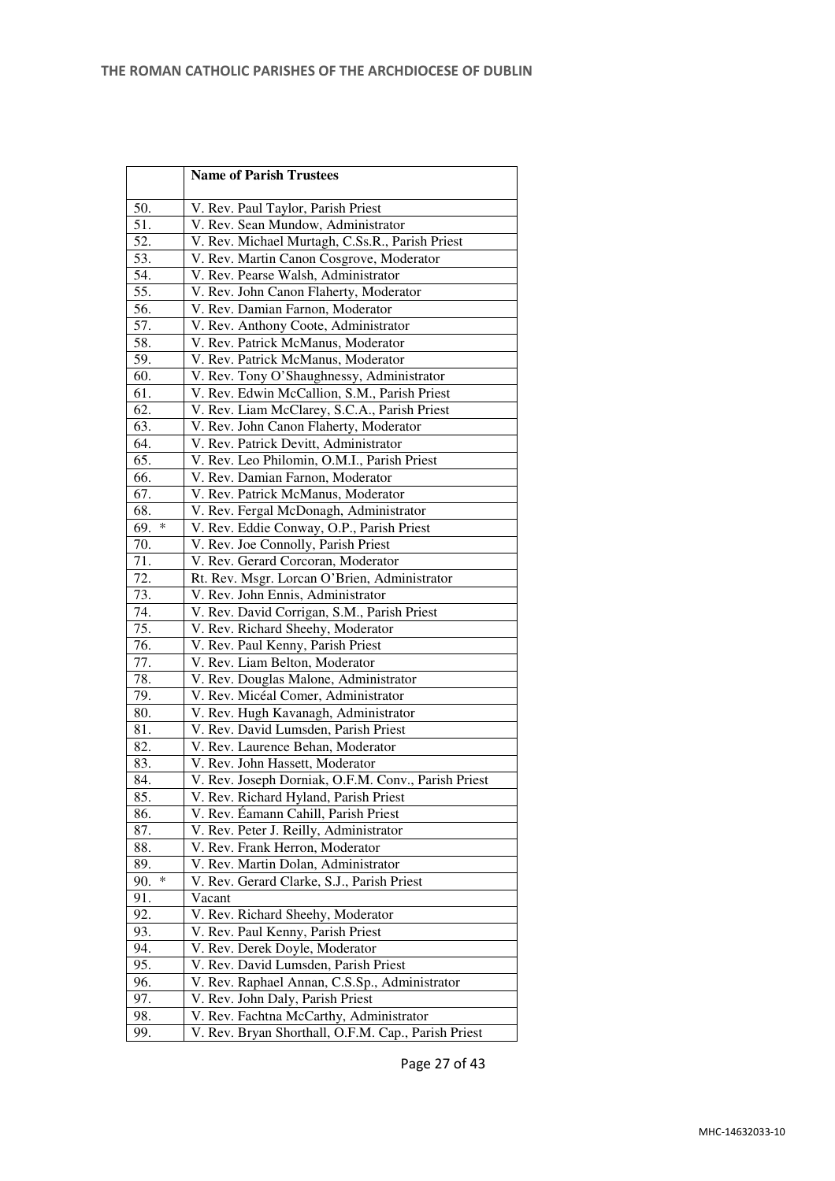| | Name of Parish Trustees |
|---|---|
| 50. | V. Rev. Paul Taylor, Parish Priest |
| 51. | V. Rev. Sean Mundow, Administrator |
| 52. | V. Rev. Michael Murtagh, C.Ss.R., Parish Priest |
| 53. | V. Rev. Martin Canon Cosgrove, Moderator |
| 54. | V. Rev. Pearse Walsh, Administrator |
| 55. | V. Rev. John Canon Flaherty, Moderator |
| 56. | V. Rev. Damian Farnon, Moderator |
| 57. | V. Rev. Anthony Coote, Administrator |
| 58. | V. Rev. Patrick McManus, Moderator |
| 59. | V. Rev. Patrick McManus, Moderator |
| 60. | V. Rev. Tony O'Shaughnessy, Administrator |
| 61. | V. Rev. Edwin McCallion, S.M., Parish Priest |
| 62. | V. Rev. Liam McClarey, S.C.A., Parish Priest |
| 63. | V. Rev. John Canon Flaherty, Moderator |
| 64. | V. Rev. Patrick Devitt, Administrator |
| 65. | V. Rev. Leo Philomin, O.M.I., Parish Priest |
| 66. | V. Rev. Damian Farnon, Moderator |
| 67. | V. Rev. Patrick McManus, Moderator |
| 68. | V. Rev. Fergal McDonagh, Administrator |
| 69. * | V. Rev. Eddie Conway, O.P., Parish Priest |
| 70. | V. Rev. Joe Connolly, Parish Priest |
| 71. | V. Rev. Gerard Corcoran, Moderator |
| 72. | Rt. Rev. Msgr. Lorcan O'Brien, Administrator |
| 73. | V. Rev. John Ennis, Administrator |
| 74. | V. Rev. David Corrigan, S.M., Parish Priest |
| 75. | V. Rev. Richard Sheehy, Moderator |
| 76. | V. Rev. Paul Kenny, Parish Priest |
| 77. | V. Rev. Liam Belton, Moderator |
| 78. | V. Rev. Douglas Malone, Administrator |
| 79. | V. Rev. Micéal Comer, Administrator |
| 80. | V. Rev. Hugh Kavanagh, Administrator |
| 81. | V. Rev. David Lumsden, Parish Priest |
| 82. | V. Rev. Laurence Behan, Moderator |
| 83. | V. Rev. John Hassett, Moderator |
| 84. | V. Rev. Joseph Dorniak, O.F.M. Conv., Parish Priest |
| 85. | V. Rev. Richard Hyland, Parish Priest |
| 86. | V. Rev. Éamann Cahill, Parish Priest |
| 87. | V. Rev. Peter J. Reilly, Administrator |
| 88. | V. Rev. Frank Herron, Moderator |
| 89. | V. Rev. Martin Dolan, Administrator |
| 90. * | V. Rev. Gerard Clarke, S.J., Parish Priest |
| 91. | Vacant |
| 92. | V. Rev. Richard Sheehy, Moderator |
| 93. | V. Rev. Paul Kenny, Parish Priest |
| 94. | V. Rev. Derek Doyle, Moderator |
| 95. | V. Rev. David Lumsden, Parish Priest |
| 96. | V. Rev. Raphael Annan, C.S.Sp., Administrator |
| 97. | V. Rev. John Daly, Parish Priest |
| 98. | V. Rev. Fachtna McCarthy, Administrator |
| 99. | V. Rev. Bryan Shorthall, O.F.M. Cap., Parish Priest |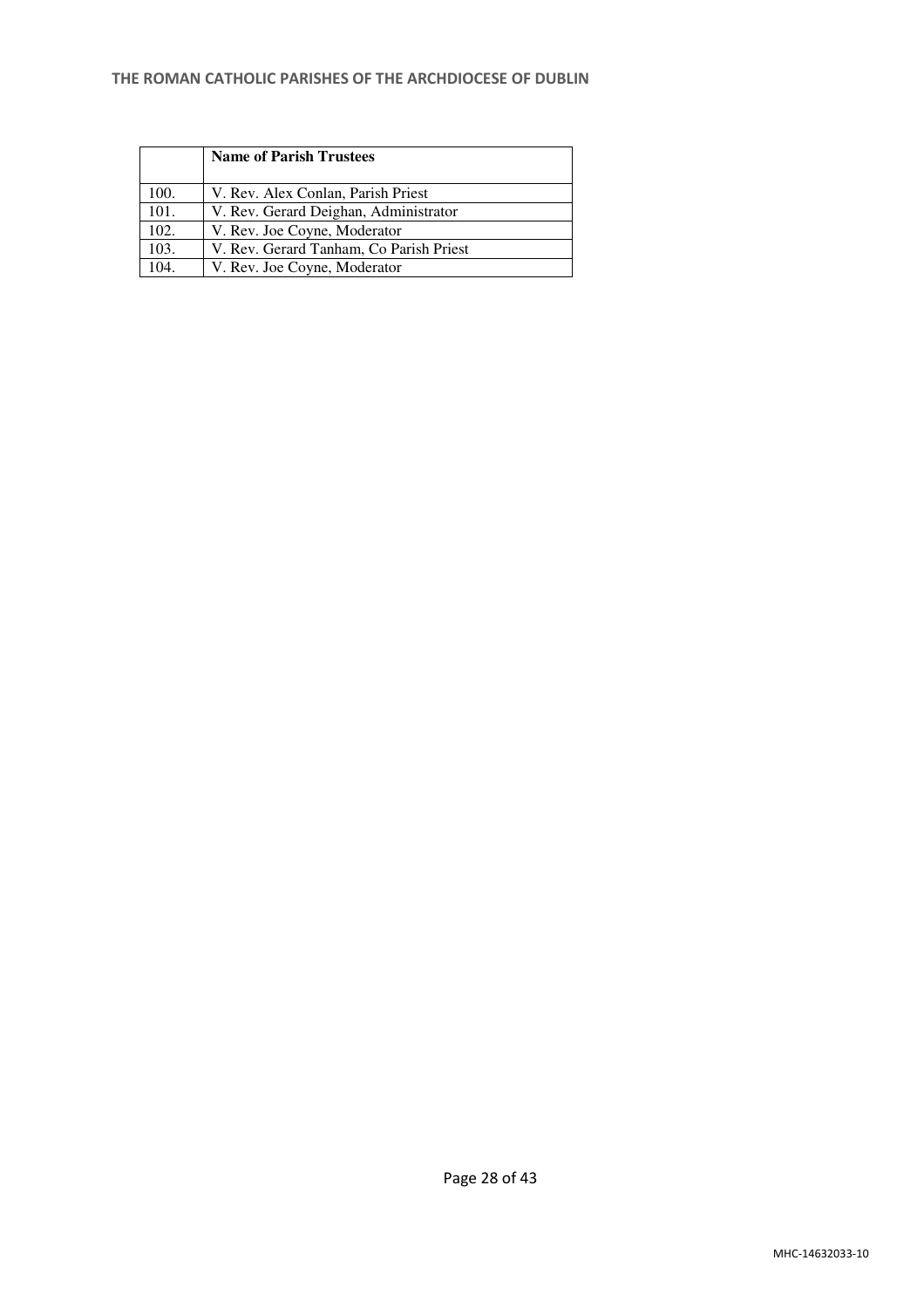|  | Name of Parish Trustees |
| --- | --- |
| 100. | V. Rev. Alex Conlan, Parish Priest |
| 101. | V. Rev. Gerard Deighan, Administrator |
| 102. | V. Rev. Joe Coyne, Moderator |
| 103. | V. Rev. Gerard Tanham, Co Parish Priest |
| 104. | V. Rev. Joe Coyne, Moderator |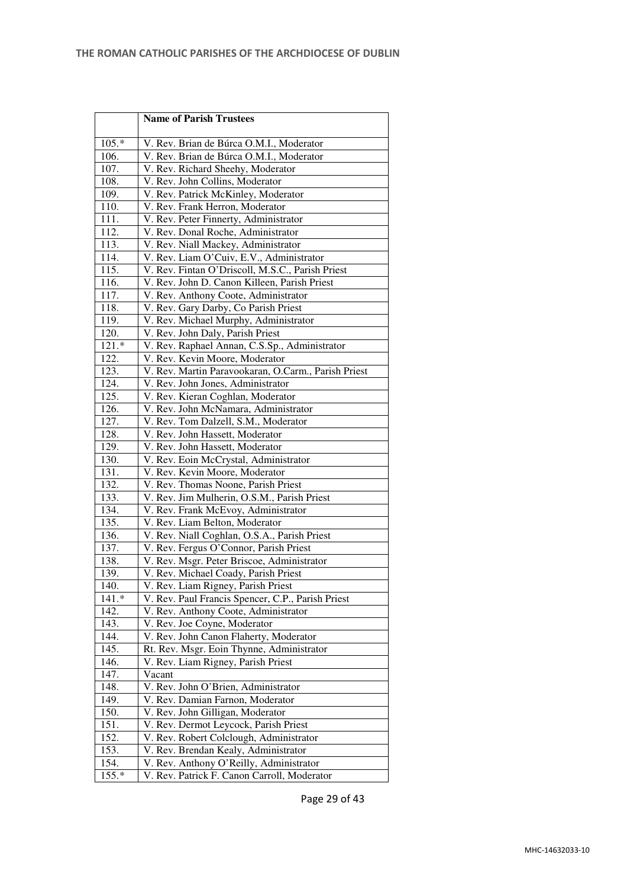| | Name of Parish Trustees |
|---|---|
| 105.* | V. Rev. Brian de Búrca O.M.I., Moderator |
| 106. | V. Rev. Brian de Búrca O.M.I., Moderator |
| 107. | V. Rev. Richard Sheehy, Moderator |
| 108. | V. Rev. John Collins, Moderator |
| 109. | V. Rev. Patrick McKinley, Moderator |
| 110. | V. Rev. Frank Herron, Moderator |
| 111. | V. Rev. Peter Finnerty, Administrator |
| 112. | V. Rev. Donal Roche, Administrator |
| 113. | V. Rev. Niall Mackey, Administrator |
| 114. | V. Rev. Liam O'Cuiv, E.V., Administrator |
| 115. | V. Rev. Fintan O'Driscoll, M.S.C., Parish Priest |
| 116. | V. Rev. John D. Canon Killeen, Parish Priest |
| 117. | V. Rev. Anthony Coote, Administrator |
| 118. | V. Rev. Gary Darby, Co Parish Priest |
| 119. | V. Rev. Michael Murphy, Administrator |
| 120. | V. Rev. John Daly, Parish Priest |
| 121.* | V. Rev. Raphael Annan, C.S.Sp., Administrator |
| 122. | V. Rev. Kevin Moore, Moderator |
| 123. | V. Rev. Martin Paravookaran, O.Carm., Parish Priest |
| 124. | V. Rev. John Jones, Administrator |
| 125. | V. Rev. Kieran Coghlan, Moderator |
| 126. | V. Rev. John McNamara, Administrator |
| 127. | V. Rev. Tom Dalzell, S.M., Moderator |
| 128. | V. Rev. John Hassett, Moderator |
| 129. | V. Rev. John Hassett, Moderator |
| 130. | V. Rev. Eoin McCrystal, Administrator |
| 131. | V. Rev. Kevin Moore, Moderator |
| 132. | V. Rev. Thomas Noone, Parish Priest |
| 133. | V. Rev. Jim Mulherin, O.S.M., Parish Priest |
| 134. | V. Rev. Frank McEvoy, Administrator |
| 135. | V. Rev. Liam Belton, Moderator |
| 136. | V. Rev. Niall Coghlan, O.S.A., Parish Priest |
| 137. | V. Rev. Fergus O'Connor, Parish Priest |
| 138. | V. Rev. Msgr. Peter Briscoe, Administrator |
| 139. | V. Rev. Michael Coady, Parish Priest |
| 140. | V. Rev. Liam Rigney, Parish Priest |
| 141.* | V. Rev. Paul Francis Spencer, C.P., Parish Priest |
| 142. | V. Rev. Anthony Coote, Administrator |
| 143. | V. Rev. Joe Coyne, Moderator |
| 144. | V. Rev. John Canon Flaherty, Moderator |
| 145. | Rt. Rev. Msgr. Eoin Thynne, Administrator |
| 146. | V. Rev. Liam Rigney, Parish Priest |
| 147. | Vacant |
| 148. | V. Rev. John O'Brien, Administrator |
| 149. | V. Rev. Damian Farnon, Moderator |
| 150. | V. Rev. John Gilligan, Moderator |
| 151. | V. Rev. Dermot Leycock, Parish Priest |
| 152. | V. Rev. Robert Colclough, Administrator |
| 153. | V. Rev. Brendan Kealy, Administrator |
| 154. | V. Rev. Anthony O'Reilly, Administrator |
| 155.* | V. Rev. Patrick F. Canon Carroll, Moderator |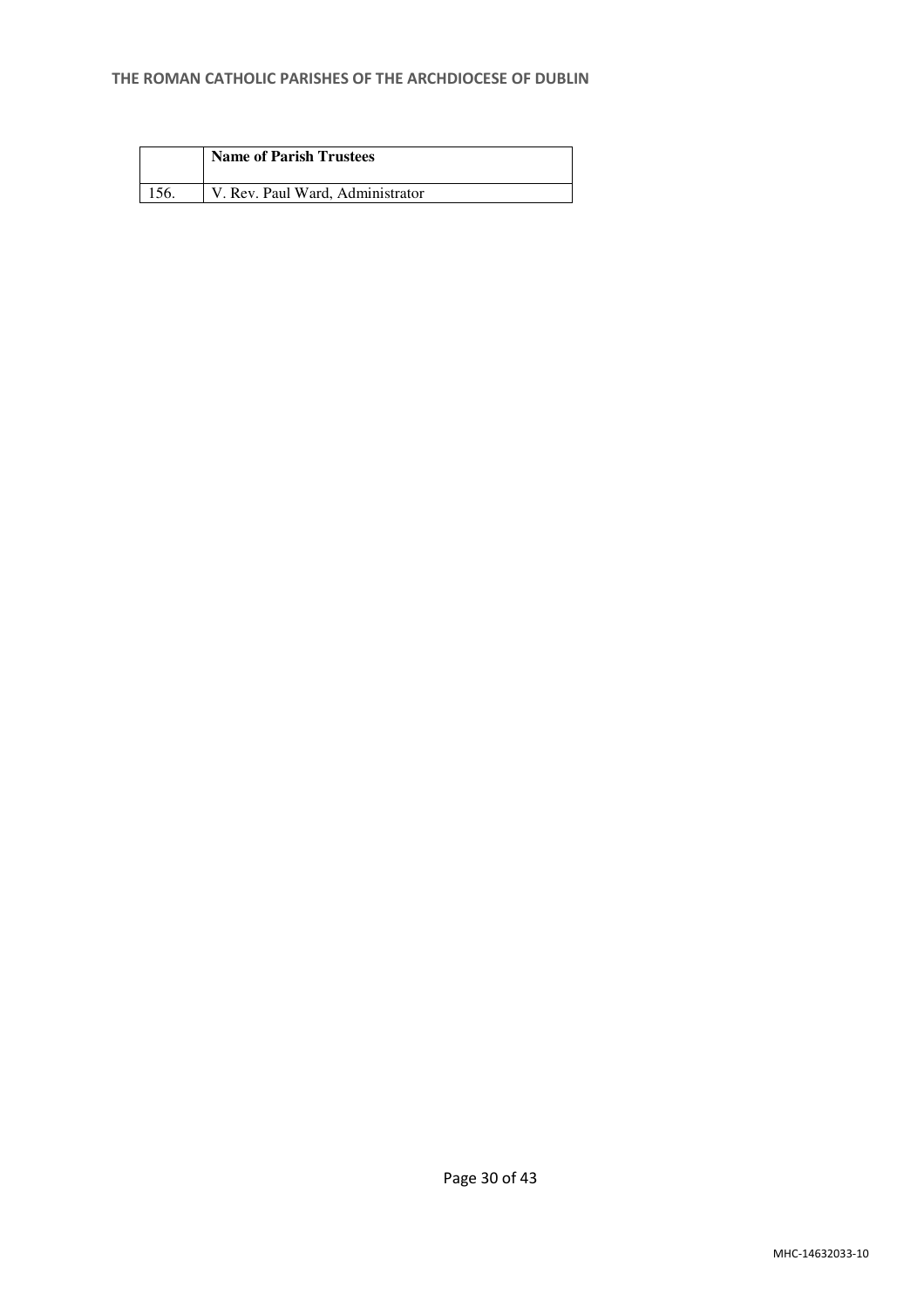| | Name of Parish Trustees |
|---|---|
| 156. | V. Rev. Paul Ward, Administrator |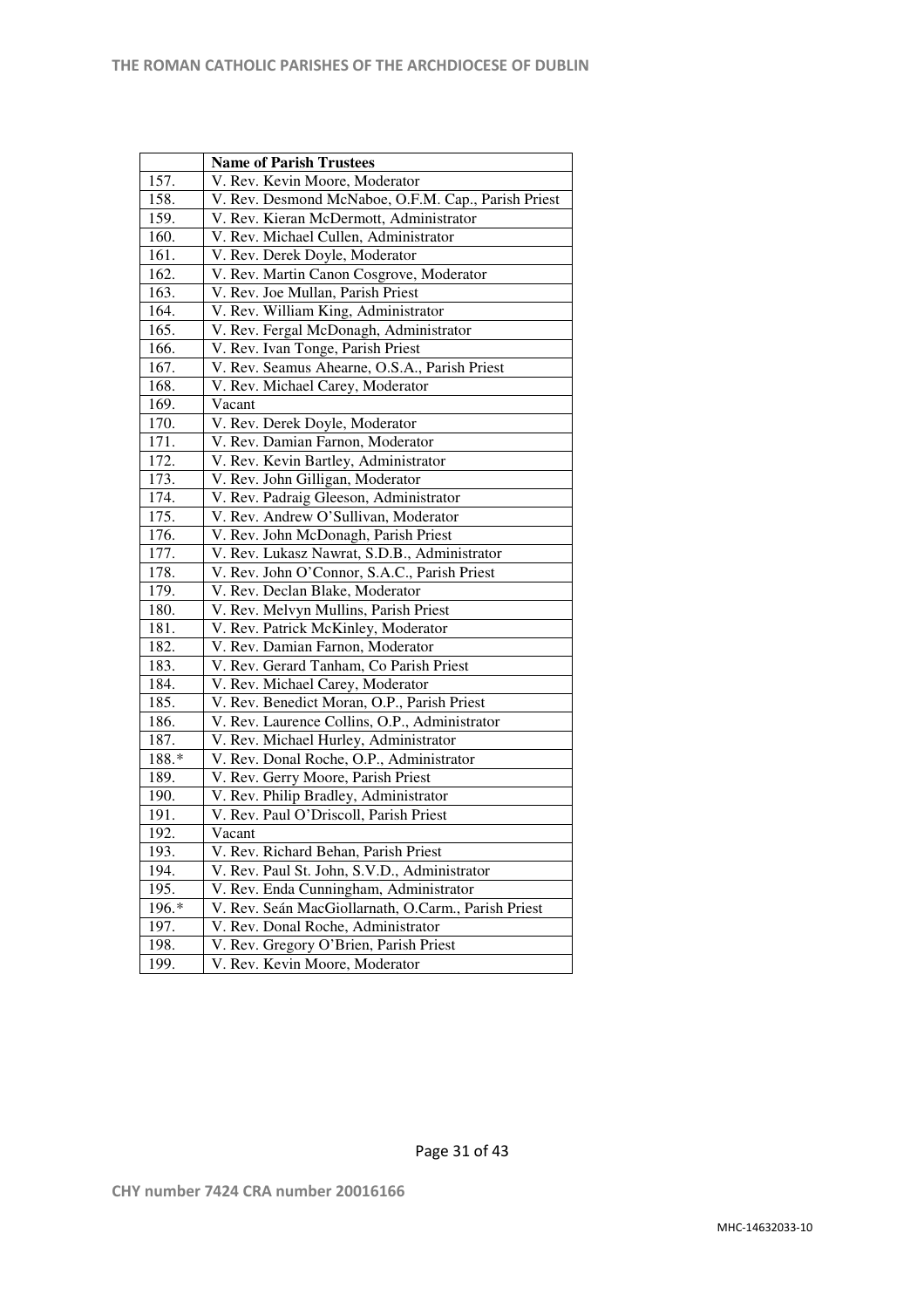| | Name of Parish Trustees |
|---|---|
| 157. | V. Rev. Kevin Moore, Moderator |
| 158. | V. Rev. Desmond McNaboe, O.F.M. Cap., Parish Priest |
| 159. | V. Rev. Kieran McDermott, Administrator |
| 160. | V. Rev. Michael Cullen, Administrator |
| 161. | V. Rev. Derek Doyle, Moderator |
| 162. | V. Rev. Martin Canon Cosgrove, Moderator |
| 163. | V. Rev. Joe Mullan, Parish Priest |
| 164. | V. Rev. William King, Administrator |
| 165. | V. Rev. Fergal McDonagh, Administrator |
| 166. | V. Rev. Ivan Tonge, Parish Priest |
| 167. | V. Rev. Seamus Ahearne, O.S.A., Parish Priest |
| 168. | V. Rev. Michael Carey, Moderator |
| 169. | Vacant |
| 170. | V. Rev. Derek Doyle, Moderator |
| 171. | V. Rev. Damian Farnon, Moderator |
| 172. | V. Rev. Kevin Bartley, Administrator |
| 173. | V. Rev. John Gilligan, Moderator |
| 174. | V. Rev. Padraig Gleeson, Administrator |
| 175. | V. Rev. Andrew O'Sullivan, Moderator |
| 176. | V. Rev. John McDonagh, Parish Priest |
| 177. | V. Rev. Lukasz Nawrat, S.D.B., Administrator |
| 178. | V. Rev. John O'Connor, S.A.C., Parish Priest |
| 179. | V. Rev. Declan Blake, Moderator |
| 180. | V. Rev. Melvyn Mullins, Parish Priest |
| 181. | V. Rev. Patrick McKinley, Moderator |
| 182. | V. Rev. Damian Farnon, Moderator |
| 183. | V. Rev. Gerard Tanham, Co Parish Priest |
| 184. | V. Rev. Michael Carey, Moderator |
| 185. | V. Rev. Benedict Moran, O.P., Parish Priest |
| 186. | V. Rev. Laurence Collins, O.P., Administrator |
| 187. | V. Rev. Michael Hurley, Administrator |
| 188.* | V. Rev. Donal Roche, O.P., Administrator |
| 189. | V. Rev. Gerry Moore, Parish Priest |
| 190. | V. Rev. Philip Bradley, Administrator |
| 191. | V. Rev. Paul O'Driscoll, Parish Priest |
| 192. | Vacant |
| 193. | V. Rev. Richard Behan, Parish Priest |
| 194. | V. Rev. Paul St. John, S.V.D., Administrator |
| 195. | V. Rev. Enda Cunningham, Administrator |
| 196.* | V. Rev. Seán MacGiollarnath, O.Carm., Parish Priest |
| 197. | V. Rev. Donal Roche, Administrator |
| 198. | V. Rev. Gregory O'Brien, Parish Priest |
| 199. | V. Rev. Kevin Moore, Moderator |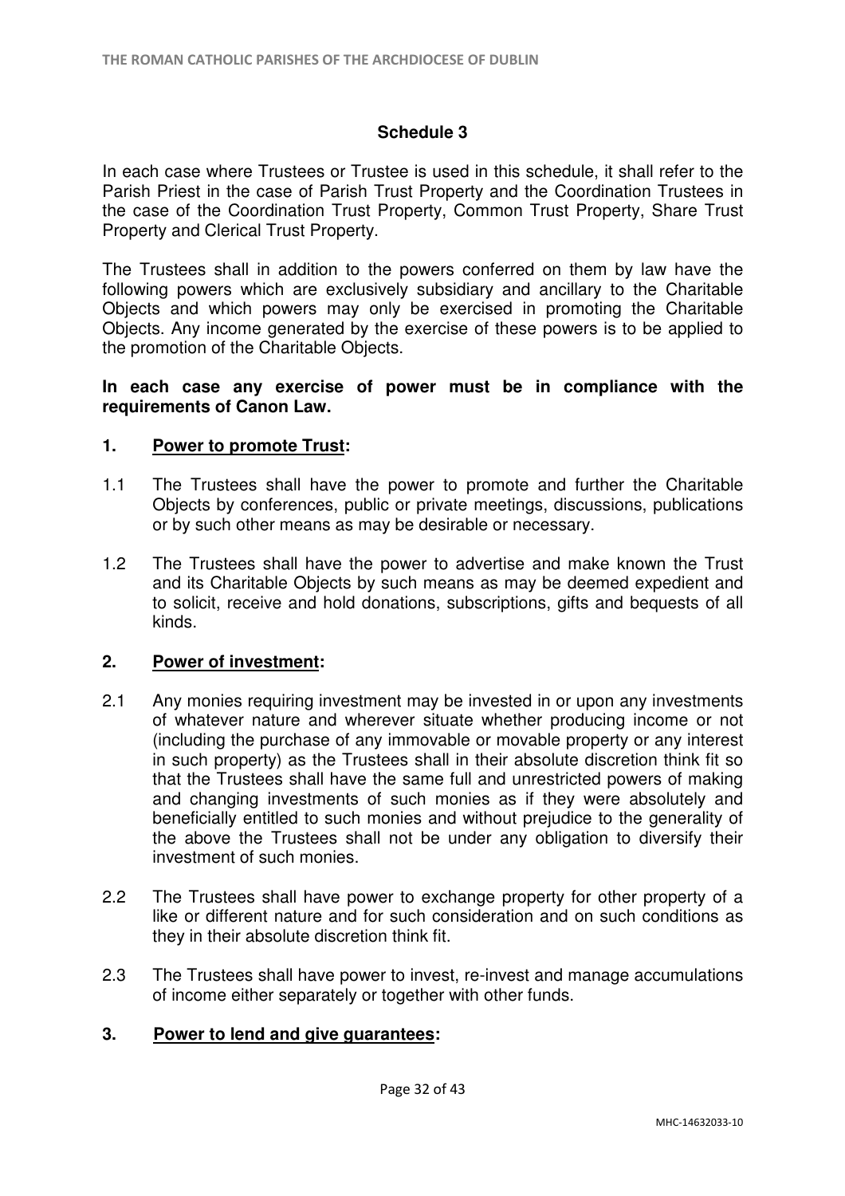## Schedule 3

In each case where Trustees or Trustee is used in this schedule, it shall refer to the Parish Priest in the case of Parish Trust Property and the Coordination Trustees in the case of the Coordination Trust Property, Common Trust Property, Share Trust Property and Clerical Trust Property.

The Trustees shall in addition to the powers conferred on them by law have the following powers which are exclusively subsidiary and ancillary to the Charitable Objects and which powers may only be exercised in promoting the Charitable Objects. Any income generated by the exercise of these powers is to be applied to the promotion of the Charitable Objects.

**In each case any exercise of power must be in compliance with the requirements of Canon Law.**

### 1. Power to promote Trust:

1.1 The Trustees shall have the power to promote and further the Charitable Objects by conferences, public or private meetings, discussions, publications or by such other means as may be desirable or necessary.

1.2 The Trustees shall have the power to advertise and make known the Trust and its Charitable Objects by such means as may be deemed expedient and to solicit, receive and hold donations, subscriptions, gifts and bequests of all kinds.

### 2. Power of investment:

2.1 Any monies requiring investment may be invested in or upon any investments of whatever nature and wherever situate whether producing income or not (including the purchase of any immovable or movable property or any interest in such property) as the Trustees shall in their absolute discretion think fit so that the Trustees shall have the same full and unrestricted powers of making and changing investments of such monies as if they were absolutely and beneficially entitled to such monies and without prejudice to the generality of the above the Trustees shall not be under any obligation to diversify their investment of such monies.

2.2 The Trustees shall have power to exchange property for other property of a like or different nature and for such consideration and on such conditions as they in their absolute discretion think fit.

2.3 The Trustees shall have power to invest, re-invest and manage accumulations of income either separately or together with other funds.

### 3. Power to lend and give guarantees: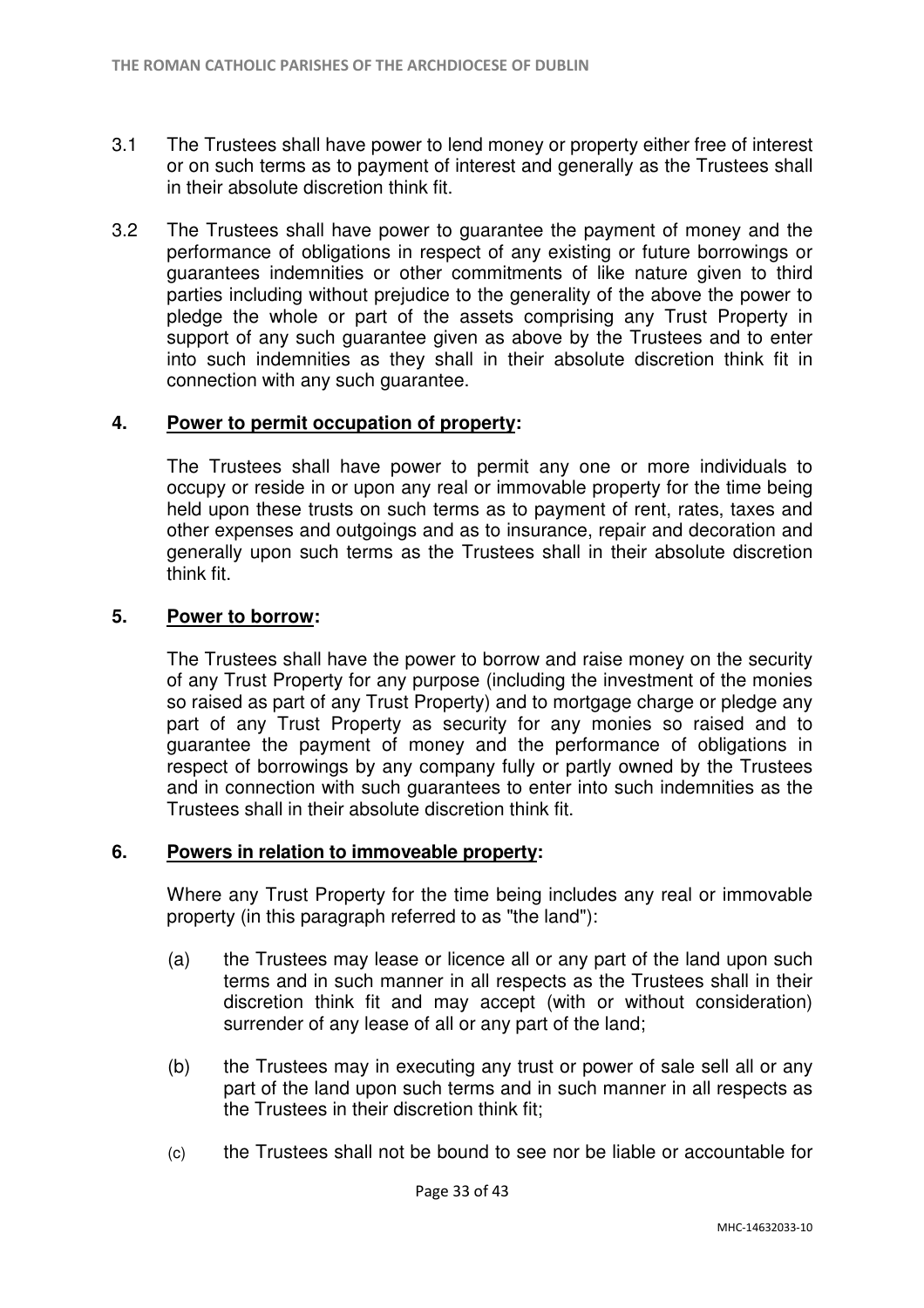3.1 The Trustees shall have power to lend money or property either free of interest or on such terms as to payment of interest and generally as the Trustees shall in their absolute discretion think fit.

3.2 The Trustees shall have power to guarantee the payment of money and the performance of obligations in respect of any existing or future borrowings or guarantees indemnities or other commitments of like nature given to third parties including without prejudice to the generality of the above the power to pledge the whole or part of the assets comprising any Trust Property in support of any such guarantee given as above by the Trustees and to enter into such indemnities as they shall in their absolute discretion think fit in connection with any such guarantee.

**4. <u>Power to permit occupation of property</u>:**

The Trustees shall have power to permit any one or more individuals to occupy or reside in or upon any real or immovable property for the time being held upon these trusts on such terms as to payment of rent, rates, taxes and other expenses and outgoings and as to insurance, repair and decoration and generally upon such terms as the Trustees shall in their absolute discretion think fit.

**5. <u>Power to borrow</u>:**

The Trustees shall have the power to borrow and raise money on the security of any Trust Property for any purpose (including the investment of the monies so raised as part of any Trust Property) and to mortgage charge or pledge any part of any Trust Property as security for any monies so raised and to guarantee the payment of money and the performance of obligations in respect of borrowings by any company fully or partly owned by the Trustees and in connection with such guarantees to enter into such indemnities as the Trustees shall in their absolute discretion think fit.

**6. <u>Powers in relation to immoveable property</u>:**

Where any Trust Property for the time being includes any real or immovable property (in this paragraph referred to as "the land"):

(a) the Trustees may lease or licence all or any part of the land upon such terms and in such manner in all respects as the Trustees shall in their discretion think fit and may accept (with or without consideration) surrender of any lease of all or any part of the land;

(b) the Trustees may in executing any trust or power of sale sell all or any part of the land upon such terms and in such manner in all respects as the Trustees in their discretion think fit;

(c) the Trustees shall not be bound to see nor be liable or accountable for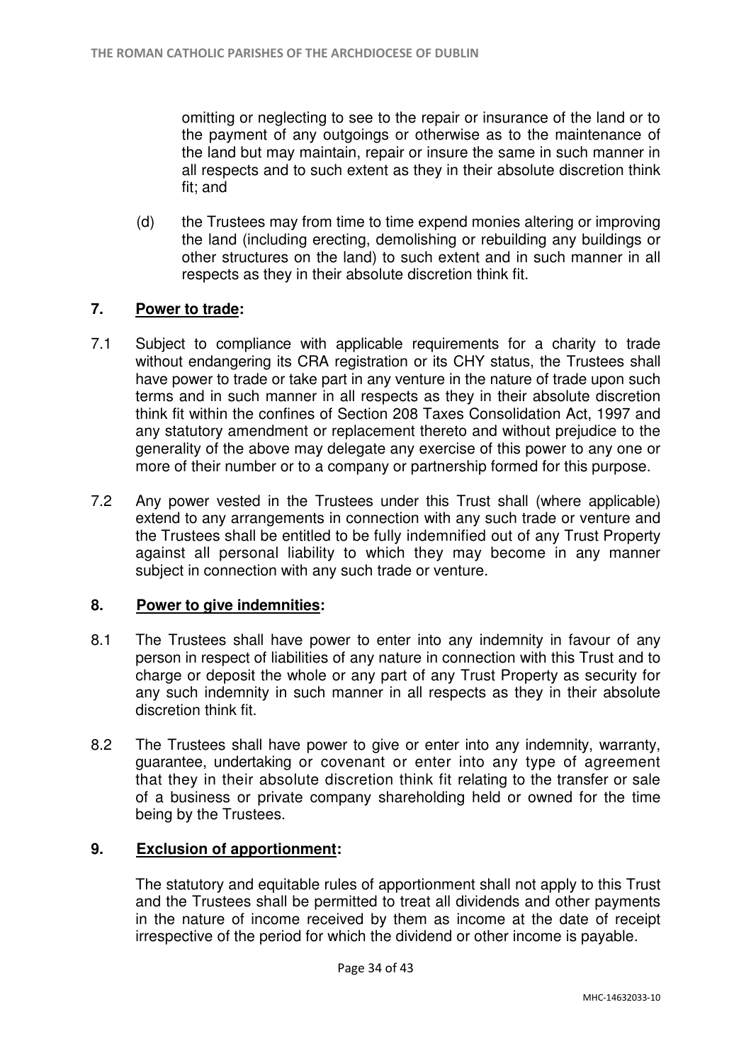omitting or neglecting to see to the repair or insurance of the land or to the payment of any outgoings or otherwise as to the maintenance of the land but may maintain, repair or insure the same in such manner in all respects and to such extent as they in their absolute discretion think fit; and

(d) the Trustees may from time to time expend monies altering or improving the land (including erecting, demolishing or rebuilding any buildings or other structures on the land) to such extent and in such manner in all respects as they in their absolute discretion think fit.

## 7. Power to trade:

7.1 Subject to compliance with applicable requirements for a charity to trade without endangering its CRA registration or its CHY status, the Trustees shall have power to trade or take part in any venture in the nature of trade upon such terms and in such manner in all respects as they in their absolute discretion think fit within the confines of Section 208 Taxes Consolidation Act, 1997 and any statutory amendment or replacement thereto and without prejudice to the generality of the above may delegate any exercise of this power to any one or more of their number or to a company or partnership formed for this purpose.

7.2 Any power vested in the Trustees under this Trust shall (where applicable) extend to any arrangements in connection with any such trade or venture and the Trustees shall be entitled to be fully indemnified out of any Trust Property against all personal liability to which they may become in any manner subject in connection with any such trade or venture.

## 8. Power to give indemnities:

8.1 The Trustees shall have power to enter into any indemnity in favour of any person in respect of liabilities of any nature in connection with this Trust and to charge or deposit the whole or any part of any Trust Property as security for any such indemnity in such manner in all respects as they in their absolute discretion think fit.

8.2 The Trustees shall have power to give or enter into any indemnity, warranty, guarantee, undertaking or covenant or enter into any type of agreement that they in their absolute discretion think fit relating to the transfer or sale of a business or private company shareholding held or owned for the time being by the Trustees.

## 9. Exclusion of apportionment:

The statutory and equitable rules of apportionment shall not apply to this Trust and the Trustees shall be permitted to treat all dividends and other payments in the nature of income received by them as income at the date of receipt irrespective of the period for which the dividend or other income is payable.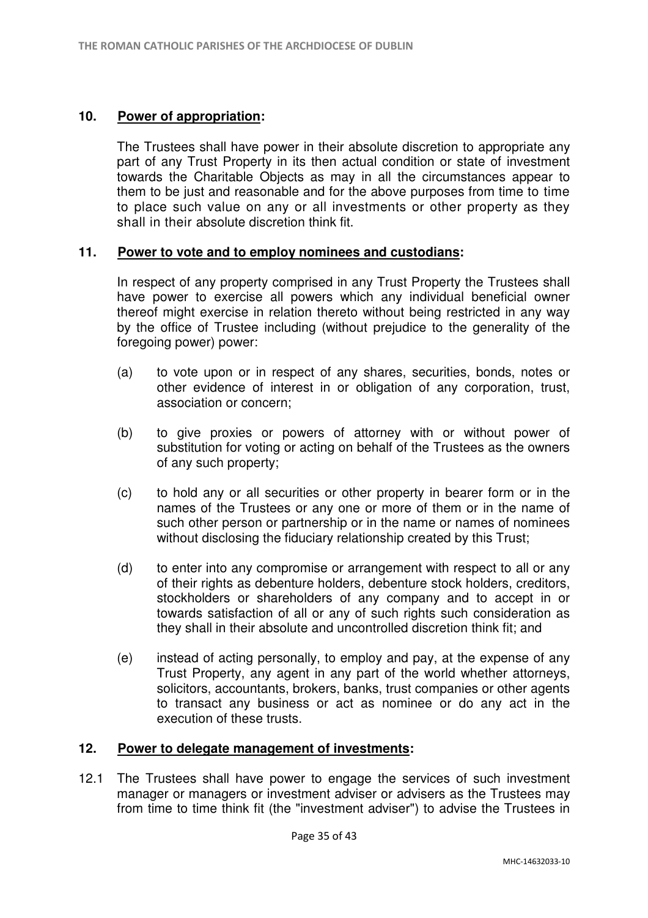## 10. Power of appropriation:

The Trustees shall have power in their absolute discretion to appropriate any part of any Trust Property in its then actual condition or state of investment towards the Charitable Objects as may in all the circumstances appear to them to be just and reasonable and for the above purposes from time to time to place such value on any or all investments or other property as they shall in their absolute discretion think fit.

## 11. Power to vote and to employ nominees and custodians:

In respect of any property comprised in any Trust Property the Trustees shall have power to exercise all powers which any individual beneficial owner thereof might exercise in relation thereto without being restricted in any way by the office of Trustee including (without prejudice to the generality of the foregoing power) power:

(a) to vote upon or in respect of any shares, securities, bonds, notes or other evidence of interest in or obligation of any corporation, trust, association or concern;

(b) to give proxies or powers of attorney with or without power of substitution for voting or acting on behalf of the Trustees as the owners of any such property;

(c) to hold any or all securities or other property in bearer form or in the names of the Trustees or any one or more of them or in the name of such other person or partnership or in the name or names of nominees without disclosing the fiduciary relationship created by this Trust;

(d) to enter into any compromise or arrangement with respect to all or any of their rights as debenture holders, debenture stock holders, creditors, stockholders or shareholders of any company and to accept in or towards satisfaction of all or any of such rights such consideration as they shall in their absolute and uncontrolled discretion think fit; and

(e) instead of acting personally, to employ and pay, at the expense of any Trust Property, any agent in any part of the world whether attorneys, solicitors, accountants, brokers, banks, trust companies or other agents to transact any business or act as nominee or do any act in the execution of these trusts.

## 12. Power to delegate management of investments:

12.1 The Trustees shall have power to engage the services of such investment manager or managers or investment adviser or advisers as the Trustees may from time to time think fit (the "investment adviser") to advise the Trustees in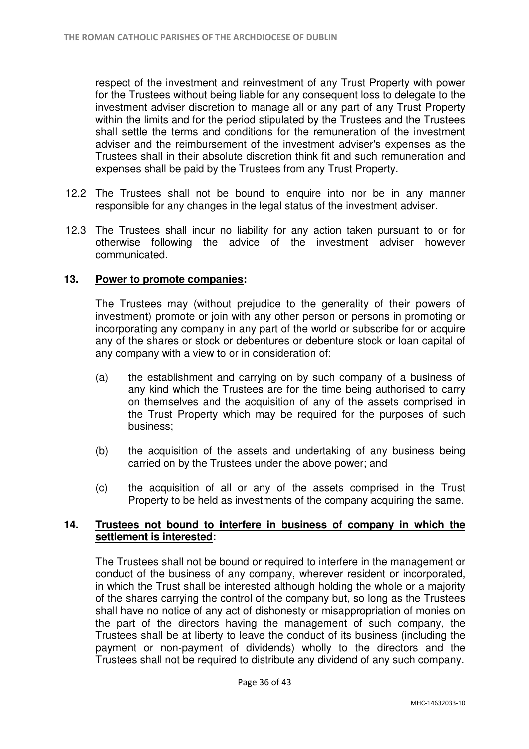respect of the investment and reinvestment of any Trust Property with power for the Trustees without being liable for any consequent loss to delegate to the investment adviser discretion to manage all or any part of any Trust Property within the limits and for the period stipulated by the Trustees and the Trustees shall settle the terms and conditions for the remuneration of the investment adviser and the reimbursement of the investment adviser's expenses as the Trustees shall in their absolute discretion think fit and such remuneration and expenses shall be paid by the Trustees from any Trust Property.

12.2 The Trustees shall not be bound to enquire into nor be in any manner responsible for any changes in the legal status of the investment adviser.

12.3 The Trustees shall incur no liability for any action taken pursuant to or for otherwise following the advice of the investment adviser however communicated.

**13. <u>Power to promote companies</u>:**

The Trustees may (without prejudice to the generality of their powers of investment) promote or join with any other person or persons in promoting or incorporating any company in any part of the world or subscribe for or acquire any of the shares or stock or debentures or debenture stock or loan capital of any company with a view to or in consideration of:

(a) the establishment and carrying on by such company of a business of any kind which the Trustees are for the time being authorised to carry on themselves and the acquisition of any of the assets comprised in the Trust Property which may be required for the purposes of such business;

(b) the acquisition of the assets and undertaking of any business being carried on by the Trustees under the above power; and

(c) the acquisition of all or any of the assets comprised in the Trust Property to be held as investments of the company acquiring the same.

**14. <u>Trustees not bound to interfere in business of company in which the settlement is interested</u>:**

The Trustees shall not be bound or required to interfere in the management or conduct of the business of any company, wherever resident or incorporated, in which the Trust shall be interested although holding the whole or a majority of the shares carrying the control of the company but, so long as the Trustees shall have no notice of any act of dishonesty or misappropriation of monies on the part of the directors having the management of such company, the Trustees shall be at liberty to leave the conduct of its business (including the payment or non-payment of dividends) wholly to the directors and the Trustees shall not be required to distribute any dividend of any such company.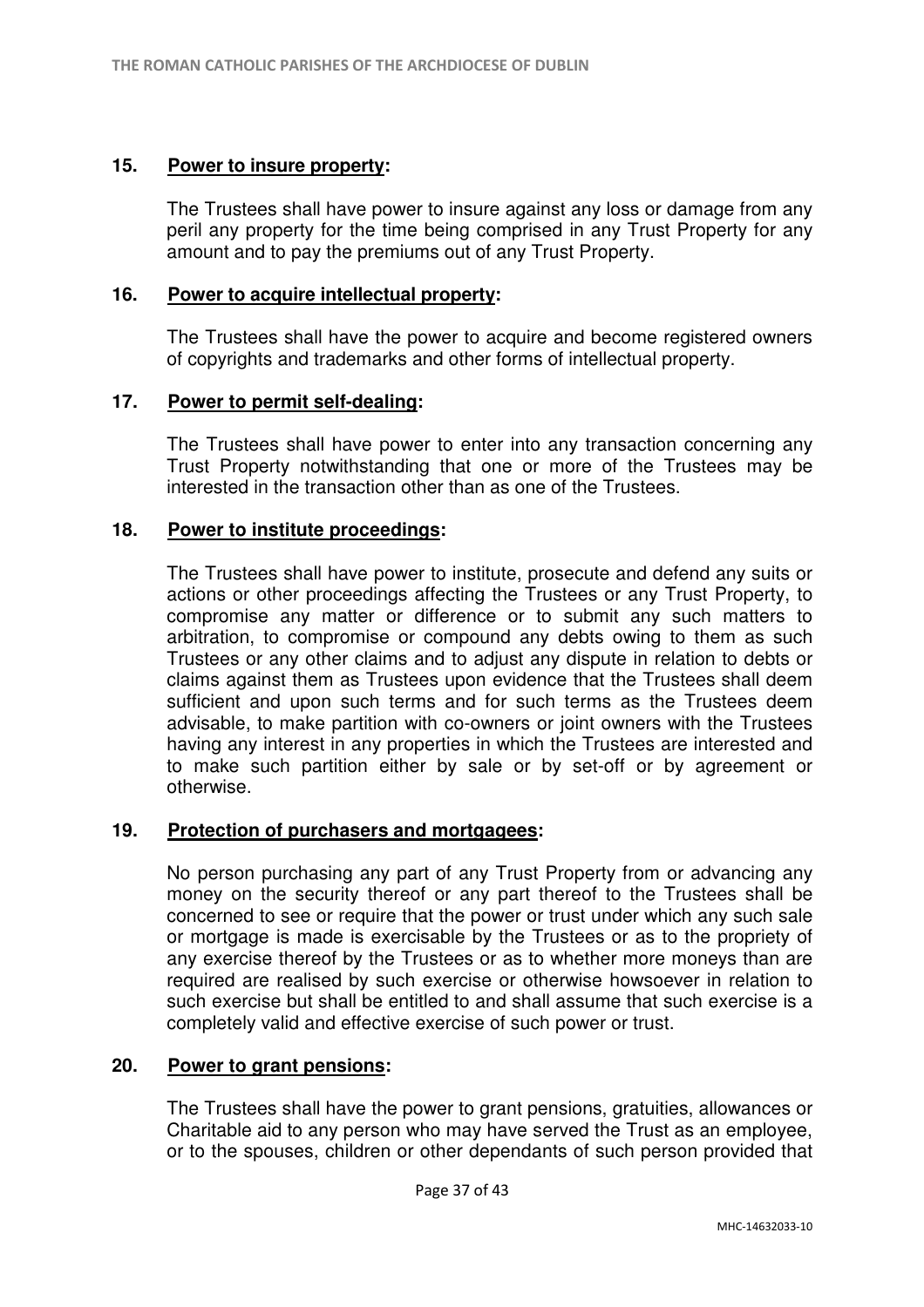**15. Power to insure property:**

The Trustees shall have power to insure against any loss or damage from any peril any property for the time being comprised in any Trust Property for any amount and to pay the premiums out of any Trust Property.

**16. Power to acquire intellectual property:**

The Trustees shall have the power to acquire and become registered owners of copyrights and trademarks and other forms of intellectual property.

**17. Power to permit self-dealing:**

The Trustees shall have power to enter into any transaction concerning any Trust Property notwithstanding that one or more of the Trustees may be interested in the transaction other than as one of the Trustees.

**18. Power to institute proceedings:**

The Trustees shall have power to institute, prosecute and defend any suits or actions or other proceedings affecting the Trustees or any Trust Property, to compromise any matter or difference or to submit any such matters to arbitration, to compromise or compound any debts owing to them as such Trustees or any other claims and to adjust any dispute in relation to debts or claims against them as Trustees upon evidence that the Trustees shall deem sufficient and upon such terms and for such terms as the Trustees deem advisable, to make partition with co-owners or joint owners with the Trustees having any interest in any properties in which the Trustees are interested and to make such partition either by sale or by set-off or by agreement or otherwise.

**19. Protection of purchasers and mortgagees:**

No person purchasing any part of any Trust Property from or advancing any money on the security thereof or any part thereof to the Trustees shall be concerned to see or require that the power or trust under which any such sale or mortgage is made is exercisable by the Trustees or as to the propriety of any exercise thereof by the Trustees or as to whether more moneys than are required are realised by such exercise or otherwise howsoever in relation to such exercise but shall be entitled to and shall assume that such exercise is a completely valid and effective exercise of such power or trust.

**20. Power to grant pensions:**

The Trustees shall have the power to grant pensions, gratuities, allowances or Charitable aid to any person who may have served the Trust as an employee, or to the spouses, children or other dependants of such person provided that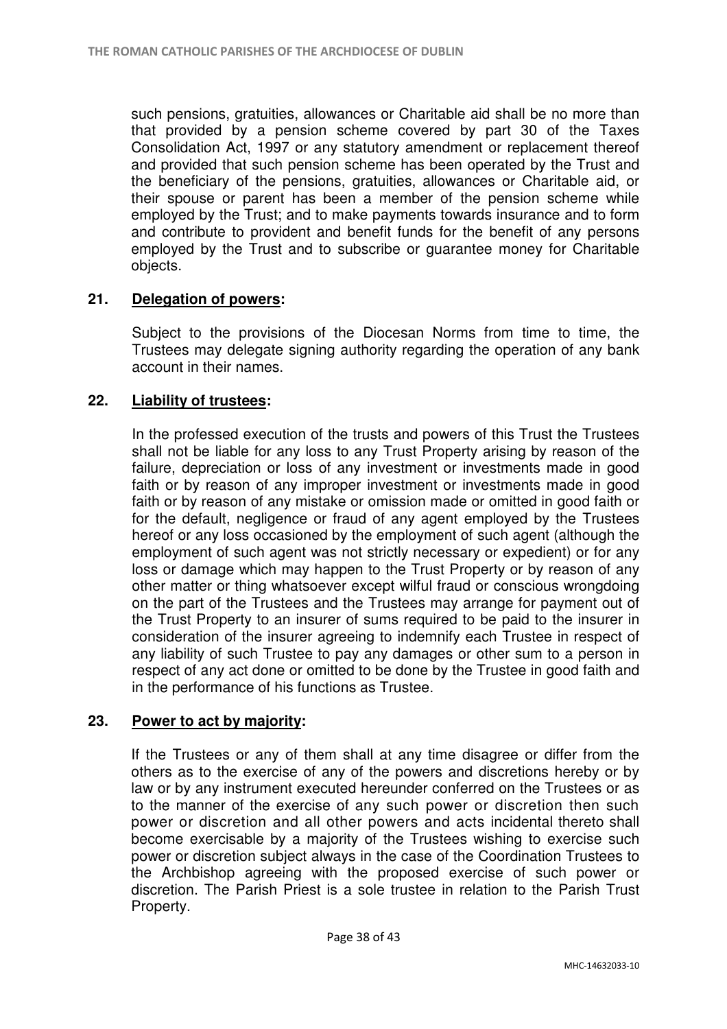such pensions, gratuities, allowances or Charitable aid shall be no more than that provided by a pension scheme covered by part 30 of the Taxes Consolidation Act, 1997 or any statutory amendment or replacement thereof and provided that such pension scheme has been operated by the Trust and the beneficiary of the pensions, gratuities, allowances or Charitable aid, or their spouse or parent has been a member of the pension scheme while employed by the Trust; and to make payments towards insurance and to form and contribute to provident and benefit funds for the benefit of any persons employed by the Trust and to subscribe or guarantee money for Charitable objects.

**21. <u>Delegation of powers</u>:**

Subject to the provisions of the Diocesan Norms from time to time, the Trustees may delegate signing authority regarding the operation of any bank account in their names.

**22. <u>Liability of trustees</u>:**

In the professed execution of the trusts and powers of this Trust the Trustees shall not be liable for any loss to any Trust Property arising by reason of the failure, depreciation or loss of any investment or investments made in good faith or by reason of any improper investment or investments made in good faith or by reason of any mistake or omission made or omitted in good faith or for the default, negligence or fraud of any agent employed by the Trustees hereof or any loss occasioned by the employment of such agent (although the employment of such agent was not strictly necessary or expedient) or for any loss or damage which may happen to the Trust Property or by reason of any other matter or thing whatsoever except wilful fraud or conscious wrongdoing on the part of the Trustees and the Trustees may arrange for payment out of the Trust Property to an insurer of sums required to be paid to the insurer in consideration of the insurer agreeing to indemnify each Trustee in respect of any liability of such Trustee to pay any damages or other sum to a person in respect of any act done or omitted to be done by the Trustee in good faith and in the performance of his functions as Trustee.

**23. <u>Power to act by majority</u>:**

If the Trustees or any of them shall at any time disagree or differ from the others as to the exercise of any of the powers and discretions hereby or by law or by any instrument executed hereunder conferred on the Trustees or as to the manner of the exercise of any such power or discretion then such power or discretion and all other powers and acts incidental thereto shall become exercisable by a majority of the Trustees wishing to exercise such power or discretion subject always in the case of the Coordination Trustees to the Archbishop agreeing with the proposed exercise of such power or discretion. The Parish Priest is a sole trustee in relation to the Parish Trust Property.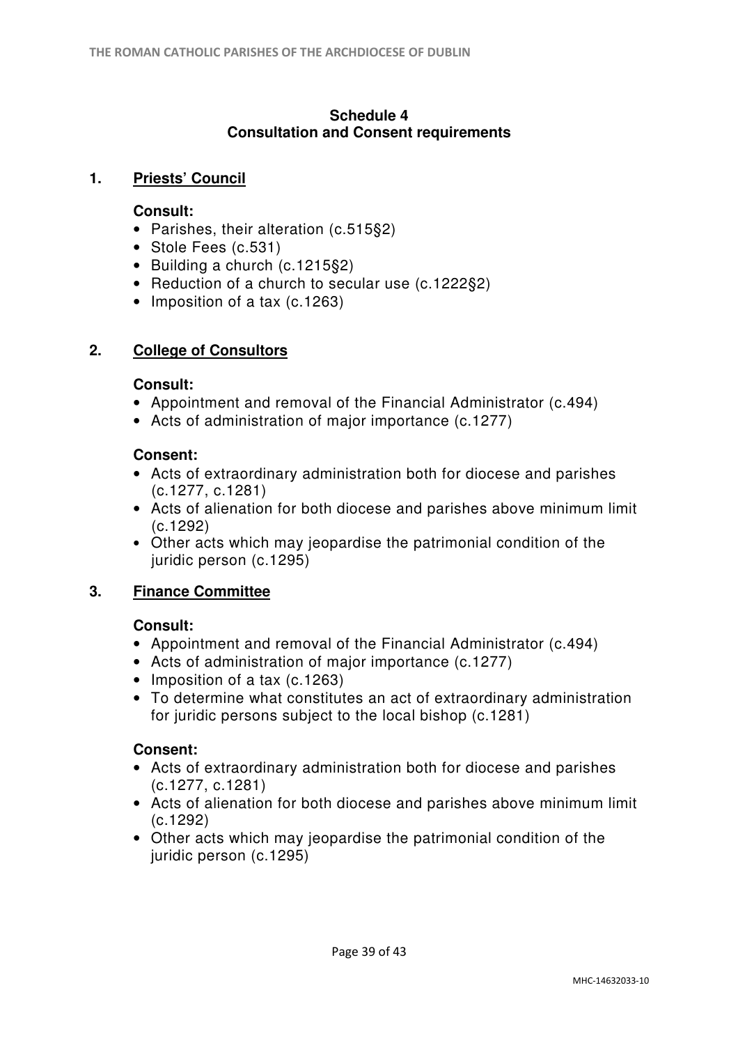## Schedule 4
## Consultation and Consent requirements

### 1. Priests' Council

**Consult:**

- Parishes, their alteration (c.515§2)
- Stole Fees (c.531)
- Building a church (c.1215§2)
- Reduction of a church to secular use (c.1222§2)
- Imposition of a tax (c.1263)

### 2. College of Consultors

**Consult:**

- Appointment and removal of the Financial Administrator (c.494)
- Acts of administration of major importance (c.1277)

**Consent:**

- Acts of extraordinary administration both for diocese and parishes (c.1277, c.1281)
- Acts of alienation for both diocese and parishes above minimum limit (c.1292)
- Other acts which may jeopardise the patrimonial condition of the juridic person (c.1295)

### 3. Finance Committee

**Consult:**

- Appointment and removal of the Financial Administrator (c.494)
- Acts of administration of major importance (c.1277)
- Imposition of a tax (c.1263)
- To determine what constitutes an act of extraordinary administration for juridic persons subject to the local bishop (c.1281)

**Consent:**

- Acts of extraordinary administration both for diocese and parishes (c.1277, c.1281)
- Acts of alienation for both diocese and parishes above minimum limit (c.1292)
- Other acts which may jeopardise the patrimonial condition of the juridic person (c.1295)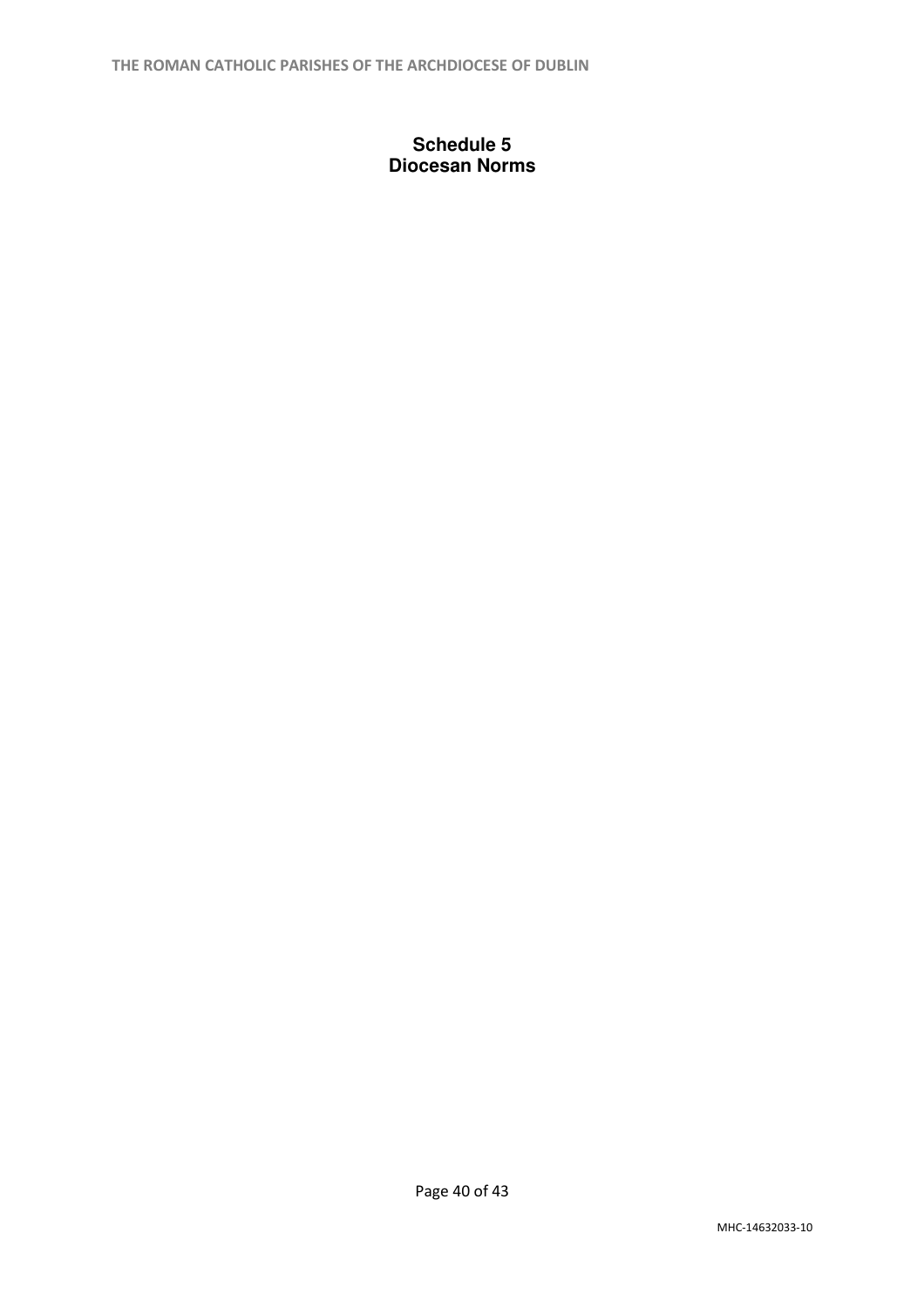# Schedule 5
## Diocesan Norms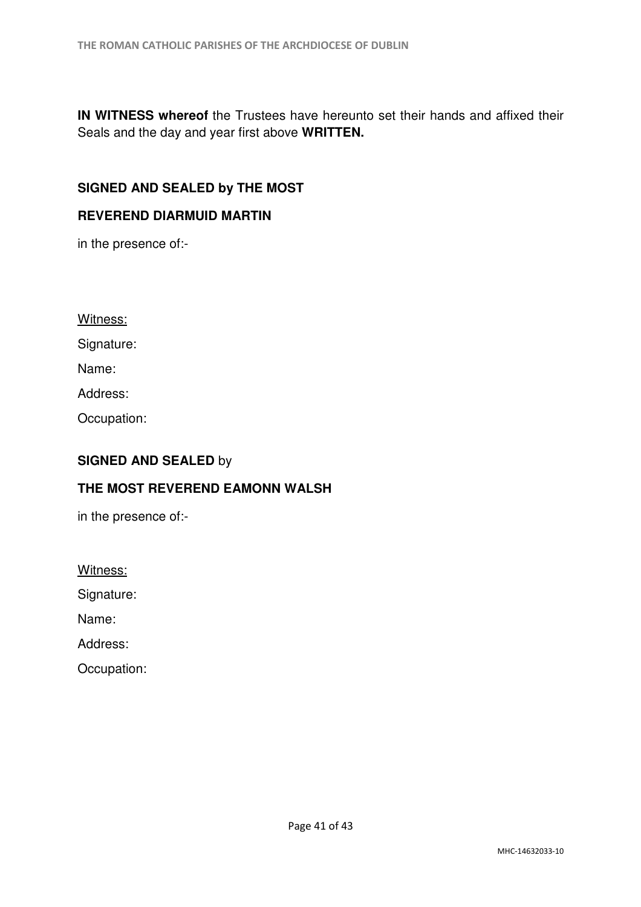**IN WITNESS whereof** the Trustees have hereunto set their hands and affixed their Seals and the day and year first above **WRITTEN.**

**SIGNED AND SEALED by THE MOST**

**REVEREND DIARMUID MARTIN**

in the presence of:-

Witness:

Signature:

Name:

Address:

Occupation:

**SIGNED AND SEALED** by

**THE MOST REVEREND EAMONN WALSH**

in the presence of:-

Witness:

Signature:

Name:

Address:

Occupation: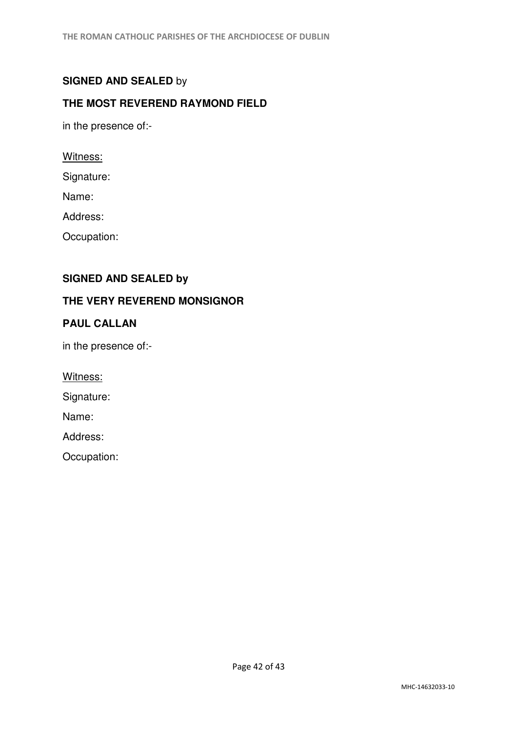**SIGNED AND SEALED** by

**THE MOST REVEREND RAYMOND FIELD**

in the presence of:-

Witness:

Signature:

Name:

Address:

Occupation:

**SIGNED AND SEALED by**

**THE VERY REVEREND MONSIGNOR**

**PAUL CALLAN**

in the presence of:-

Witness:

Signature:

Name:

Address:

Occupation:

MHC-14632033-10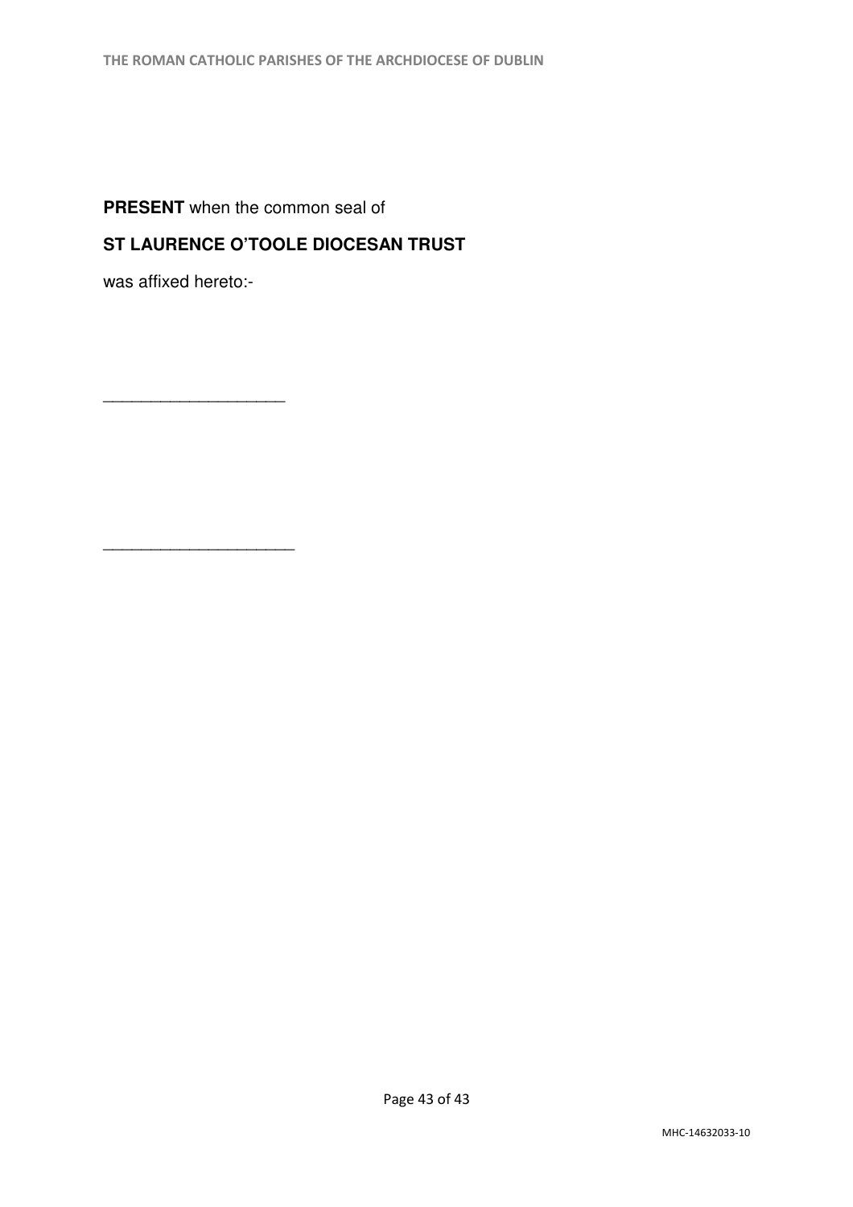**PRESENT** when the common seal of

**ST LAURENCE O'TOOLE DIOCESAN TRUST**

was affixed hereto:-

____________________

_____________________